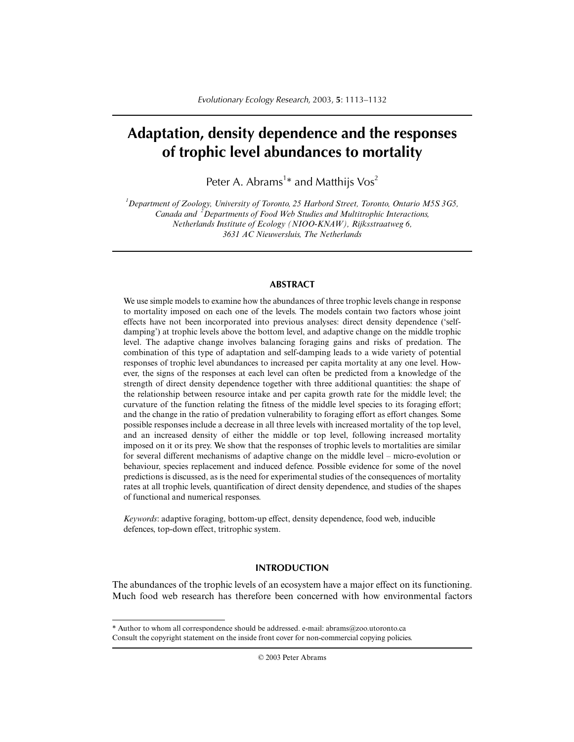# Adaptation, density dependence and the responses of trophic level abundances to mortality

Peter A. Abrams[1]* and Matthijs Vos[2]

[1]*Department of Zoology, University of Toronto, 25 Harbord Street, Toronto, Ontario M5S 3G5, Canada and* [2]*Departments of Food Web Studies and Multitrophic Interactions, Netherlands Institute of Ecology (NIOO-KNAW), Rijksstraatweg 6, 3631 AC Nieuwersluis, The Netherlands*

## ABSTRACT

We use simple models to examine how the abundances of three trophic levels change in response to mortality imposed on each one of the levels. The models contain two factors whose joint effects have not been incorporated into previous analyses: direct density dependence ('self-damping') at trophic levels above the bottom level, and adaptive change on the middle trophic level. The adaptive change involves balancing foraging gains and risks of predation. The combination of this type of adaptation and self-damping leads to a wide variety of potential responses of trophic level abundances to increased per capita mortality at any one level. However, the signs of the responses at each level can often be predicted from a knowledge of the strength of direct density dependence together with three additional quantities: the shape of the relationship between resource intake and per capita growth rate for the middle level; the curvature of the function relating the fitness of the middle level species to its foraging effort; and the change in the ratio of predation vulnerability to foraging effort as effort changes. Some possible responses include a decrease in all three levels with increased mortality of the top level, and an increased density of either the middle or top level, following increased mortality imposed on it or its prey. We show that the responses of trophic levels to mortalities are similar for several different mechanisms of adaptive change on the middle level – micro-evolution or behaviour, species replacement and induced defence. Possible evidence for some of the novel predictions is discussed, as is the need for experimental studies of the consequences of mortality rates at all trophic levels, quantification of direct density dependence, and studies of the shapes of functional and numerical responses.

*Keywords*: adaptive foraging, bottom-up effect, density dependence, food web, inducible defences, top-down effect, tritrophic system.

## INTRODUCTION

The abundances of the trophic levels of an ecosystem have a major effect on its functioning. Much food web research has therefore been concerned with how environmental factors

---

* Author to whom all correspondence should be addressed. e-mail: abrams@zoo.utoronto.ca
Consult the copyright statement on the inside front cover for non-commercial copying policies.

© 2003 Peter Abrams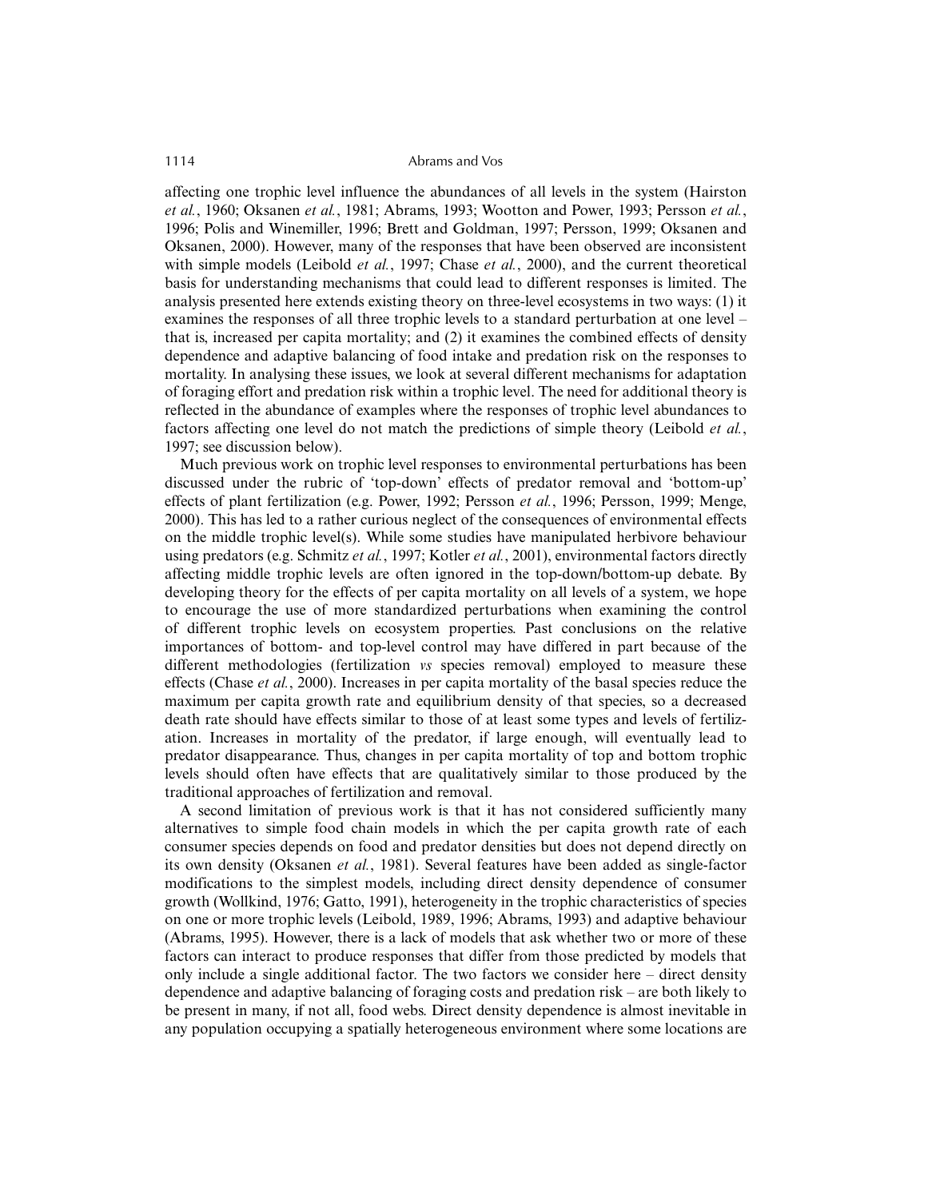affecting one trophic level influence the abundances of all levels in the system (Hairston *et al.*, 1960; Oksanen *et al.*, 1981; Abrams, 1993; Wootton and Power, 1993; Persson *et al.*, 1996; Polis and Winemiller, 1996; Brett and Goldman, 1997; Persson, 1999; Oksanen and Oksanen, 2000). However, many of the responses that have been observed are inconsistent with simple models (Leibold *et al.*, 1997; Chase *et al.*, 2000), and the current theoretical basis for understanding mechanisms that could lead to different responses is limited. The analysis presented here extends existing theory on three-level ecosystems in two ways: (1) it examines the responses of all three trophic levels to a standard perturbation at one level – that is, increased per capita mortality; and (2) it examines the combined effects of density dependence and adaptive balancing of food intake and predation risk on the responses to mortality. In analysing these issues, we look at several different mechanisms for adaptation of foraging effort and predation risk within a trophic level. The need for additional theory is reflected in the abundance of examples where the responses of trophic level abundances to factors affecting one level do not match the predictions of simple theory (Leibold *et al.*, 1997; see discussion below).

Much previous work on trophic level responses to environmental perturbations has been discussed under the rubric of 'top-down' effects of predator removal and 'bottom-up' effects of plant fertilization (e.g. Power, 1992; Persson *et al.*, 1996; Persson, 1999; Menge, 2000). This has led to a rather curious neglect of the consequences of environmental effects on the middle trophic level(s). While some studies have manipulated herbivore behaviour using predators (e.g. Schmitz *et al.*, 1997; Kotler *et al.*, 2001), environmental factors directly affecting middle trophic levels are often ignored in the top-down/bottom-up debate. By developing theory for the effects of per capita mortality on all levels of a system, we hope to encourage the use of more standardized perturbations when examining the control of different trophic levels on ecosystem properties. Past conclusions on the relative importances of bottom- and top-level control may have differed in part because of the different methodologies (fertilization *vs* species removal) employed to measure these effects (Chase *et al.*, 2000). Increases in per capita mortality of the basal species reduce the maximum per capita growth rate and equilibrium density of that species, so a decreased death rate should have effects similar to those of at least some types and levels of fertilization. Increases in mortality of the predator, if large enough, will eventually lead to predator disappearance. Thus, changes in per capita mortality of top and bottom trophic levels should often have effects that are qualitatively similar to those produced by the traditional approaches of fertilization and removal.

A second limitation of previous work is that it has not considered sufficiently many alternatives to simple food chain models in which the per capita growth rate of each consumer species depends on food and predator densities but does not depend directly on its own density (Oksanen *et al.*, 1981). Several features have been added as single-factor modifications to the simplest models, including direct density dependence of consumer growth (Wollkind, 1976; Gatto, 1991), heterogeneity in the trophic characteristics of species on one or more trophic levels (Leibold, 1989, 1996; Abrams, 1993) and adaptive behaviour (Abrams, 1995). However, there is a lack of models that ask whether two or more of these factors can interact to produce responses that differ from those predicted by models that only include a single additional factor. The two factors we consider here – direct density dependence and adaptive balancing of foraging costs and predation risk – are both likely to be present in many, if not all, food webs. Direct density dependence is almost inevitable in any population occupying a spatially heterogeneous environment where some locations are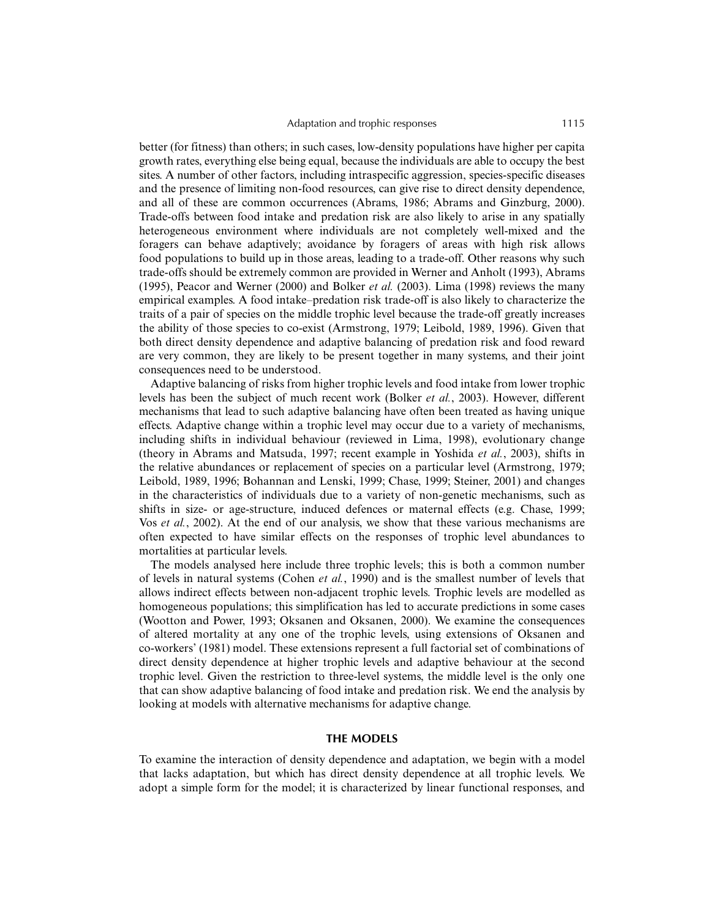better (for fitness) than others; in such cases, low-density populations have higher per capita growth rates, everything else being equal, because the individuals are able to occupy the best sites. A number of other factors, including intraspecific aggression, species-specific diseases and the presence of limiting non-food resources, can give rise to direct density dependence, and all of these are common occurrences (Abrams, 1986; Abrams and Ginzburg, 2000). Trade-offs between food intake and predation risk are also likely to arise in any spatially heterogeneous environment where individuals are not completely well-mixed and the foragers can behave adaptively; avoidance by foragers of areas with high risk allows food populations to build up in those areas, leading to a trade-off. Other reasons why such trade-offs should be extremely common are provided in Werner and Anholt (1993), Abrams (1995), Peacor and Werner (2000) and Bolker *et al.* (2003). Lima (1998) reviews the many empirical examples. A food intake–predation risk trade-off is also likely to characterize the traits of a pair of species on the middle trophic level because the trade-off greatly increases the ability of those species to co-exist (Armstrong, 1979; Leibold, 1989, 1996). Given that both direct density dependence and adaptive balancing of predation risk and food reward are very common, they are likely to be present together in many systems, and their joint consequences need to be understood.

Adaptive balancing of risks from higher trophic levels and food intake from lower trophic levels has been the subject of much recent work (Bolker *et al.*, 2003). However, different mechanisms that lead to such adaptive balancing have often been treated as having unique effects. Adaptive change within a trophic level may occur due to a variety of mechanisms, including shifts in individual behaviour (reviewed in Lima, 1998), evolutionary change (theory in Abrams and Matsuda, 1997; recent example in Yoshida *et al.*, 2003), shifts in the relative abundances or replacement of species on a particular level (Armstrong, 1979; Leibold, 1989, 1996; Bohannan and Lenski, 1999; Chase, 1999; Steiner, 2001) and changes in the characteristics of individuals due to a variety of non-genetic mechanisms, such as shifts in size- or age-structure, induced defences or maternal effects (e.g. Chase, 1999; Vos *et al.*, 2002). At the end of our analysis, we show that these various mechanisms are often expected to have similar effects on the responses of trophic level abundances to mortalities at particular levels.

The models analysed here include three trophic levels; this is both a common number of levels in natural systems (Cohen *et al.*, 1990) and is the smallest number of levels that allows indirect effects between non-adjacent trophic levels. Trophic levels are modelled as homogeneous populations; this simplification has led to accurate predictions in some cases (Wootton and Power, 1993; Oksanen and Oksanen, 2000). We examine the consequences of altered mortality at any one of the trophic levels, using extensions of Oksanen and co-workers' (1981) model. These extensions represent a full factorial set of combinations of direct density dependence at higher trophic levels and adaptive behaviour at the second trophic level. Given the restriction to three-level systems, the middle level is the only one that can show adaptive balancing of food intake and predation risk. We end the analysis by looking at models with alternative mechanisms for adaptive change.

## THE MODELS

To examine the interaction of density dependence and adaptation, we begin with a model that lacks adaptation, but which has direct density dependence at all trophic levels. We adopt a simple form for the model; it is characterized by linear functional responses, and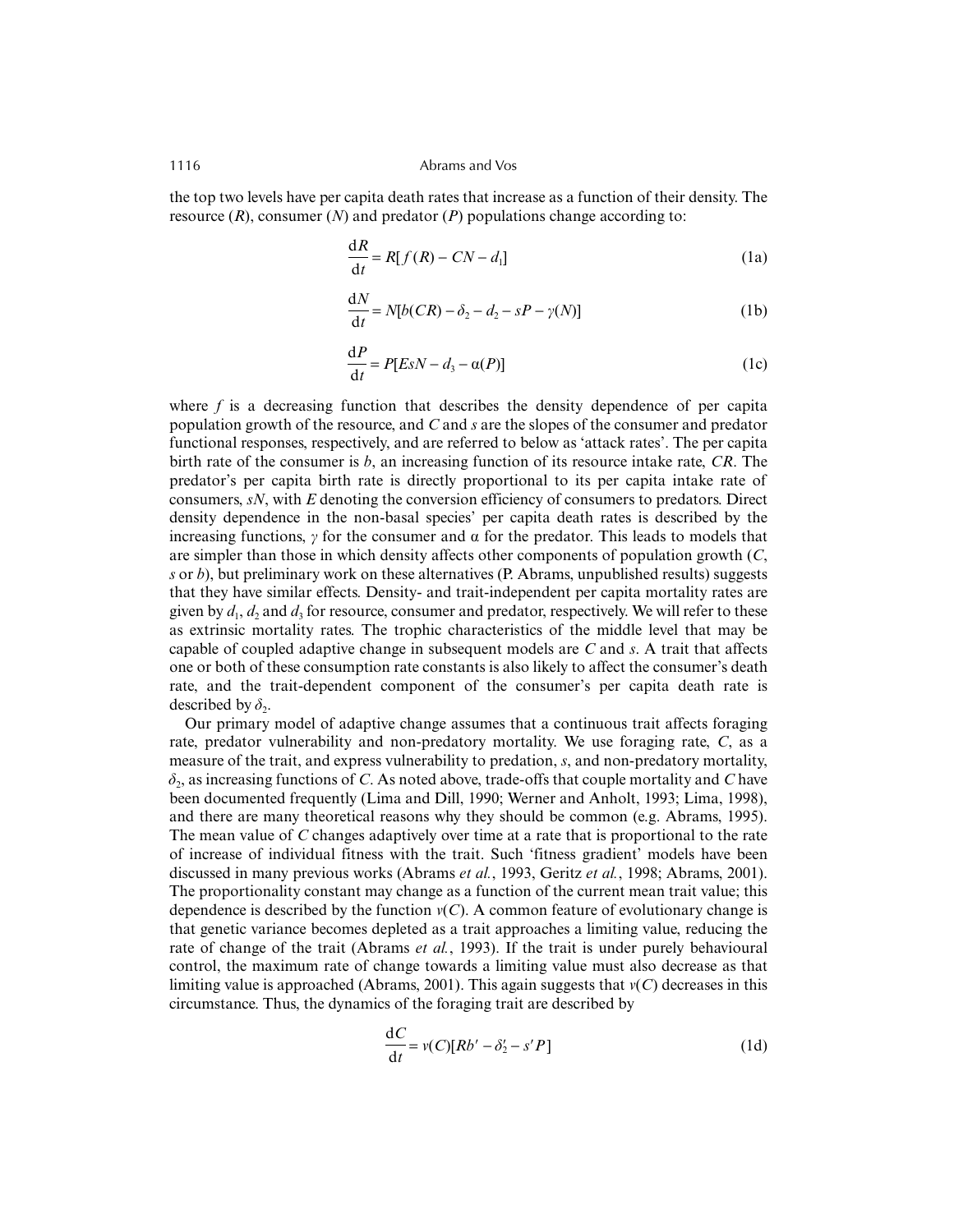the top two levels have per capita death rates that increase as a function of their density. The resource ($R$), consumer ($N$) and predator ($P$) populations change according to:

$$\frac{dR}{dt} = R[f(R) - CN - d_1] \tag{1a}$$

$$\frac{dN}{dt} = N[b(CR) - \delta_2 - d_2 - sP - \gamma(N)] \tag{1b}$$

$$\frac{dP}{dt} = P[EsN - d_3 - \alpha(P)] \tag{1c}$$

where $f$ is a decreasing function that describes the density dependence of per capita population growth of the resource, and $C$ and $s$ are the slopes of the consumer and predator functional responses, respectively, and are referred to below as 'attack rates'. The per capita birth rate of the consumer is $b$, an increasing function of its resource intake rate, $CR$. The predator's per capita birth rate is directly proportional to its per capita intake rate of consumers, $sN$, with $E$ denoting the conversion efficiency of consumers to predators. Direct density dependence in the non-basal species' per capita death rates is described by the increasing functions, $\gamma$ for the consumer and $\alpha$ for the predator. This leads to models that are simpler than those in which density affects other components of population growth ($C$, $s$ or $b$), but preliminary work on these alternatives (P. Abrams, unpublished results) suggests that they have similar effects. Density- and trait-independent per capita mortality rates are given by $d_1$, $d_2$ and $d_3$ for resource, consumer and predator, respectively. We will refer to these as extrinsic mortality rates. The trophic characteristics of the middle level that may be capable of coupled adaptive change in subsequent models are $C$ and $s$. A trait that affects one or both of these consumption rate constants is also likely to affect the consumer's death rate, and the trait-dependent component of the consumer's per capita death rate is described by $\delta_2$.

Our primary model of adaptive change assumes that a continuous trait affects foraging rate, predator vulnerability and non-predatory mortality. We use foraging rate, $C$, as a measure of the trait, and express vulnerability to predation, $s$, and non-predatory mortality, $\delta_2$, as increasing functions of $C$. As noted above, trade-offs that couple mortality and $C$ have been documented frequently (Lima and Dill, 1990; Werner and Anholt, 1993; Lima, 1998), and there are many theoretical reasons why they should be common (e.g. Abrams, 1995). The mean value of $C$ changes adaptively over time at a rate that is proportional to the rate of increase of individual fitness with the trait. Such 'fitness gradient' models have been discussed in many previous works (Abrams *et al.*, 1993, Geritz *et al.*, 1998; Abrams, 2001). The proportionality constant may change as a function of the current mean trait value; this dependence is described by the function $v(C)$. A common feature of evolutionary change is that genetic variance becomes depleted as a trait approaches a limiting value, reducing the rate of change of the trait (Abrams *et al.*, 1993). If the trait is under purely behavioural control, the maximum rate of change towards a limiting value must also decrease as that limiting value is approached (Abrams, 2001). This again suggests that $v(C)$ decreases in this circumstance. Thus, the dynamics of the foraging trait are described by

$$\frac{dC}{dt} = v(C)[Rb' - \delta_2' - s'P] \tag{1d}$$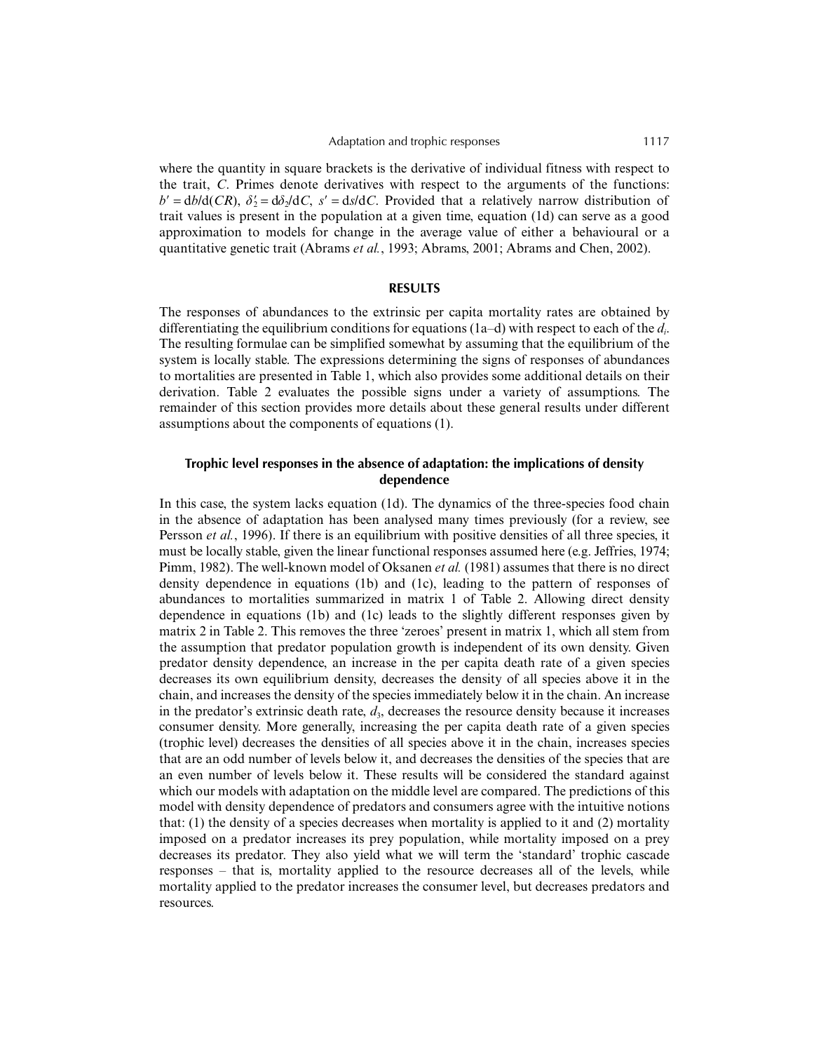where the quantity in square brackets is the derivative of individual fitness with respect to the trait, $C$. Primes denote derivatives with respect to the arguments of the functions: $b' = \mathrm{d}b/\mathrm{d}(CR)$, $\delta_2' = \mathrm{d}\delta_2/\mathrm{d}C$, $s' = \mathrm{d}s/\mathrm{d}C$. Provided that a relatively narrow distribution of trait values is present in the population at a given time, equation (1d) can serve as a good approximation to models for change in the average value of either a behavioural or a quantitative genetic trait (Abrams *et al.*, 1993; Abrams, 2001; Abrams and Chen, 2002).

## RESULTS

The responses of abundances to the extrinsic per capita mortality rates are obtained by differentiating the equilibrium conditions for equations (1a–d) with respect to each of the $d_i$. The resulting formulae can be simplified somewhat by assuming that the equilibrium of the system is locally stable. The expressions determining the signs of responses of abundances to mortalities are presented in Table 1, which also provides some additional details on their derivation. Table 2 evaluates the possible signs under a variety of assumptions. The remainder of this section provides more details about these general results under different assumptions about the components of equations (1).

### Trophic level responses in the absence of adaptation: the implications of density dependence

In this case, the system lacks equation (1d). The dynamics of the three-species food chain in the absence of adaptation has been analysed many times previously (for a review, see Persson *et al.*, 1996). If there is an equilibrium with positive densities of all three species, it must be locally stable, given the linear functional responses assumed here (e.g. Jeffries, 1974; Pimm, 1982). The well-known model of Oksanen *et al.* (1981) assumes that there is no direct density dependence in equations (1b) and (1c), leading to the pattern of responses of abundances to mortalities summarized in matrix 1 of Table 2. Allowing direct density dependence in equations (1b) and (1c) leads to the slightly different responses given by matrix 2 in Table 2. This removes the three 'zeroes' present in matrix 1, which all stem from the assumption that predator population growth is independent of its own density. Given predator density dependence, an increase in the per capita death rate of a given species decreases its own equilibrium density, decreases the density of all species above it in the chain, and increases the density of the species immediately below it in the chain. An increase in the predator's extrinsic death rate, $d_3$, decreases the resource density because it increases consumer density. More generally, increasing the per capita death rate of a given species (trophic level) decreases the densities of all species above it in the chain, increases species that are an odd number of levels below it, and decreases the densities of the species that are an even number of levels below it. These results will be considered the standard against which our models with adaptation on the middle level are compared. The predictions of this model with density dependence of predators and consumers agree with the intuitive notions that: (1) the density of a species decreases when mortality is applied to it and (2) mortality imposed on a predator increases its prey population, while mortality imposed on a prey decreases its predator. They also yield what we will term the 'standard' trophic cascade responses – that is, mortality applied to the resource decreases all of the levels, while mortality applied to the predator increases the consumer level, but decreases predators and resources.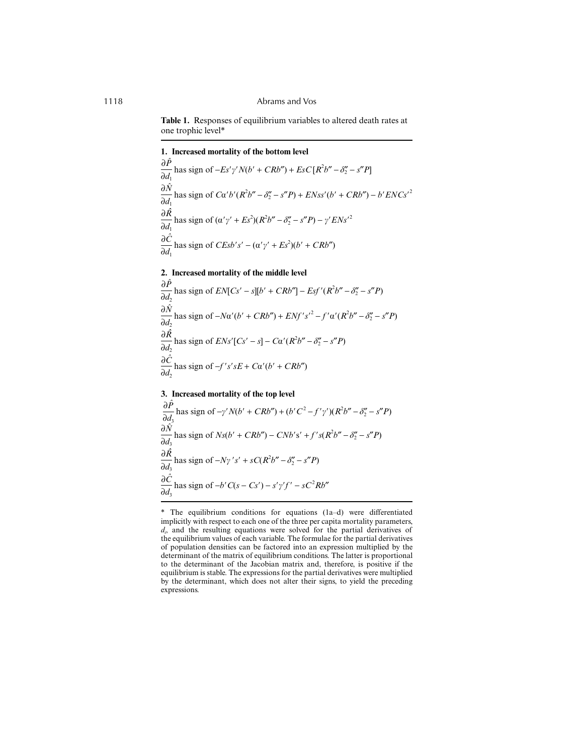**Table 1.** Responses of equilibrium variables to altered death rates at one trophic level*

**1. Increased mortality of the bottom level**

$\dfrac{\partial \hat{P}}{\partial d_1}$ has sign of $-Es'\gamma' N(b' + CRb'') + EsC[R^2b'' - \delta_2'' - s''P]$

$\dfrac{\partial \hat{N}}{\partial d_1}$ has sign of $C\alpha' b'(R^2b'' - \delta_2'' - s''P) + ENss'(b' + CRb'') - b'ENCs'^2$

$\dfrac{\partial \hat{R}}{\partial d_1}$ has sign of $(\alpha'\gamma' + Es^2)(R^2b'' - \delta_2'' - s''P) - \gamma' ENs'^2$

$\dfrac{\partial \hat{C}}{\partial d_1}$ has sign of $CEsb's' - (\alpha'\gamma' + Es^2)(b' + CRb'')$

**2. Increased mortality of the middle level**

$\dfrac{\partial \hat{P}}{\partial d_2}$ has sign of $EN[Cs' - s][b' + CRb''] - Esf'(R^2b'' - \delta_2'' - s''P)$

$\dfrac{\partial \hat{N}}{\partial d_2}$ has sign of $-N\alpha'(b' + CRb'') + ENf's'^2 - f'\alpha'(R^2b'' - \delta_2'' - s''P)$

$\dfrac{\partial \hat{R}}{\partial d_2}$ has sign of $ENs'[Cs' - s] - C\alpha'(R^2b'' - \delta_2'' - s''P)$

$\dfrac{\partial \hat{C}}{\partial d_2}$ has sign of $-f's'sE + C\alpha'(b' + CRb'')$

**3. Increased mortality of the top level**

$\dfrac{\partial \hat{P}}{\partial d_3}$ has sign of $-\gamma' N(b' + CRb'') + (b'C^2 - f'\gamma')(R^2b'' - \delta_2'' - s''P)$

$\dfrac{\partial \hat{N}}{\partial d_3}$ has sign of $Ns(b' + CRb'') - CNb's' + f's(R^2b'' - \delta_2'' - s''P)$

$\dfrac{\partial \hat{R}}{\partial d_3}$ has sign of $-N\gamma' s' + sC(R^2b'' - \delta_2'' - s''P)$

$\dfrac{\partial \hat{C}}{\partial d_3}$ has sign of $-b'C(s - Cs') - s'\gamma' f' - sC^2Rb''$

\* The equilibrium conditions for equations (1a–d) were differentiated implicitly with respect to each one of the three per capita mortality parameters, $d_i$, and the resulting equations were solved for the partial derivatives of the equilibrium values of each variable. The formulae for the partial derivatives of population densities can be factored into an expression multiplied by the determinant of the matrix of equilibrium conditions. The latter is proportional to the determinant of the Jacobian matrix and, therefore, is positive if the equilibrium is stable. The expressions for the partial derivatives were multiplied by the determinant, which does not alter their signs, to yield the preceding expressions.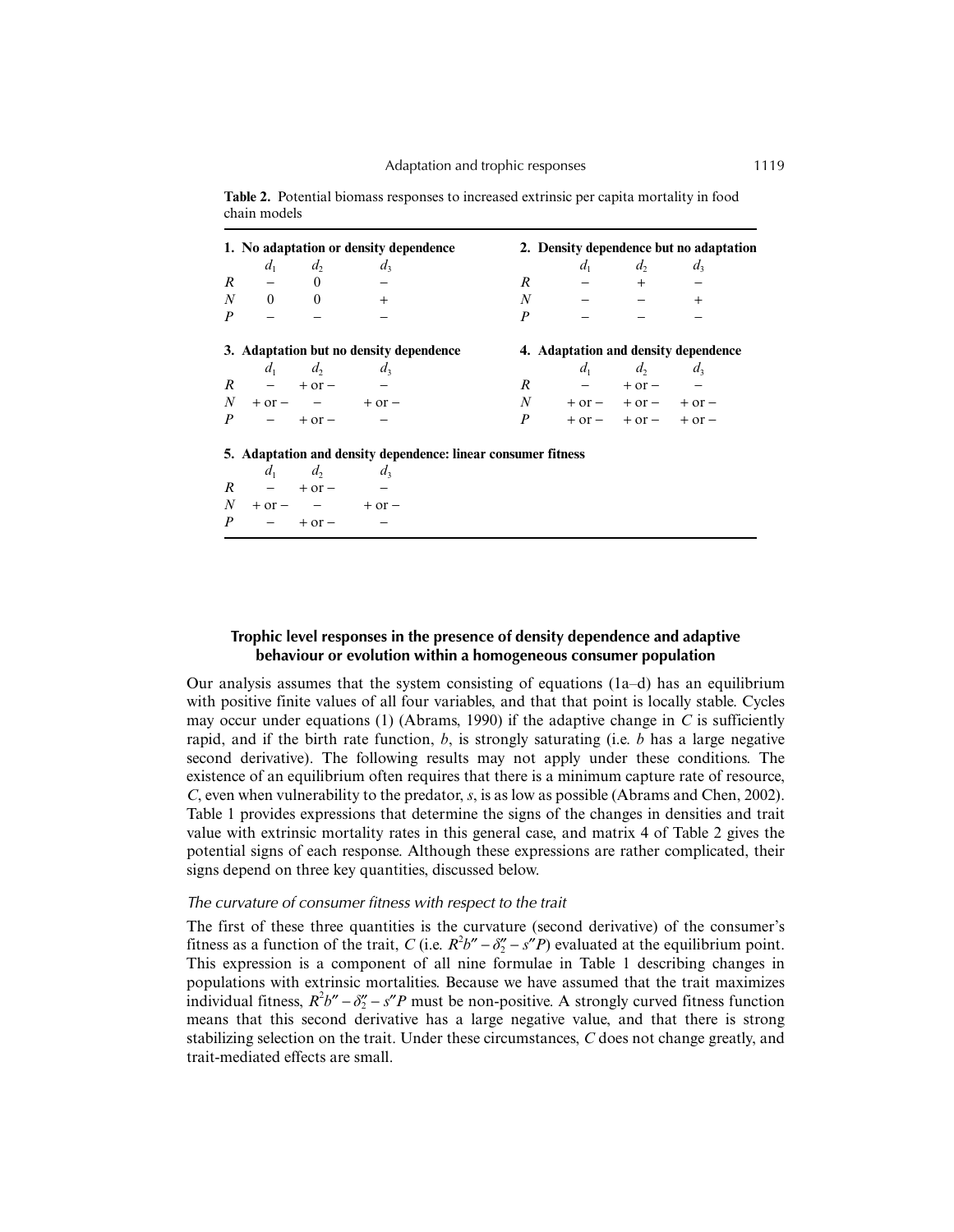**Table 2.** Potential biomass responses to increased extrinsic per capita mortality in food chain models

**1. No adaptation or density dependence**

| | $d_1$ | $d_2$ | $d_3$ |
|---|---|---|---|
| $R$ | − | 0 | − |
| $N$ | 0 | 0 | + |
| $P$ | − | − | − |

**2. Density dependence but no adaptation**

| | $d_1$ | $d_2$ | $d_3$ |
|---|---|---|---|
| $R$ | − | + | − |
| $N$ | − | − | + |
| $P$ | − | − | − |

**3. Adaptation but no density dependence**

| | $d_1$ | $d_2$ | $d_3$ |
|---|---|---|---|
| $R$ | − | + or − | − |
| $N$ | + or − | − | + or − |
| $P$ | − | + or − | − |

**4. Adaptation and density dependence**

| | $d_1$ | $d_2$ | $d_3$ |
|---|---|---|---|
| $R$ | − | + or − | − |
| $N$ | + or − | + or − | + or − |
| $P$ | + or − | + or − | + or − |

**5. Adaptation and density dependence: linear consumer fitness**

| | $d_1$ | $d_2$ | $d_3$ |
|---|---|---|---|
| $R$ | − | + or − | − |
| $N$ | + or − | − | + or − |
| $P$ | − | + or − | − |

## Trophic level responses in the presence of density dependence and adaptive behaviour or evolution within a homogeneous consumer population

Our analysis assumes that the system consisting of equations (1a–d) has an equilibrium with positive finite values of all four variables, and that that point is locally stable. Cycles may occur under equations (1) (Abrams, 1990) if the adaptive change in $C$ is sufficiently rapid, and if the birth rate function, $b$, is strongly saturating (i.e. $b$ has a large negative second derivative). The following results may not apply under these conditions. The existence of an equilibrium often requires that there is a minimum capture rate of resource, $C$, even when vulnerability to the predator, $s$, is as low as possible (Abrams and Chen, 2002). Table 1 provides expressions that determine the signs of the changes in densities and trait value with extrinsic mortality rates in this general case, and matrix 4 of Table 2 gives the potential signs of each response. Although these expressions are rather complicated, their signs depend on three key quantities, discussed below.

### *The curvature of consumer fitness with respect to the trait*

The first of these three quantities is the curvature (second derivative) of the consumer's fitness as a function of the trait, $C$ (i.e. $R^2b'' - \delta_2'' - s''P$) evaluated at the equilibrium point. This expression is a component of all nine formulae in Table 1 describing changes in populations with extrinsic mortalities. Because we have assumed that the trait maximizes individual fitness, $R^2b'' - \delta_2'' - s''P$ must be non-positive. A strongly curved fitness function means that this second derivative has a large negative value, and that there is strong stabilizing selection on the trait. Under these circumstances, $C$ does not change greatly, and trait-mediated effects are small.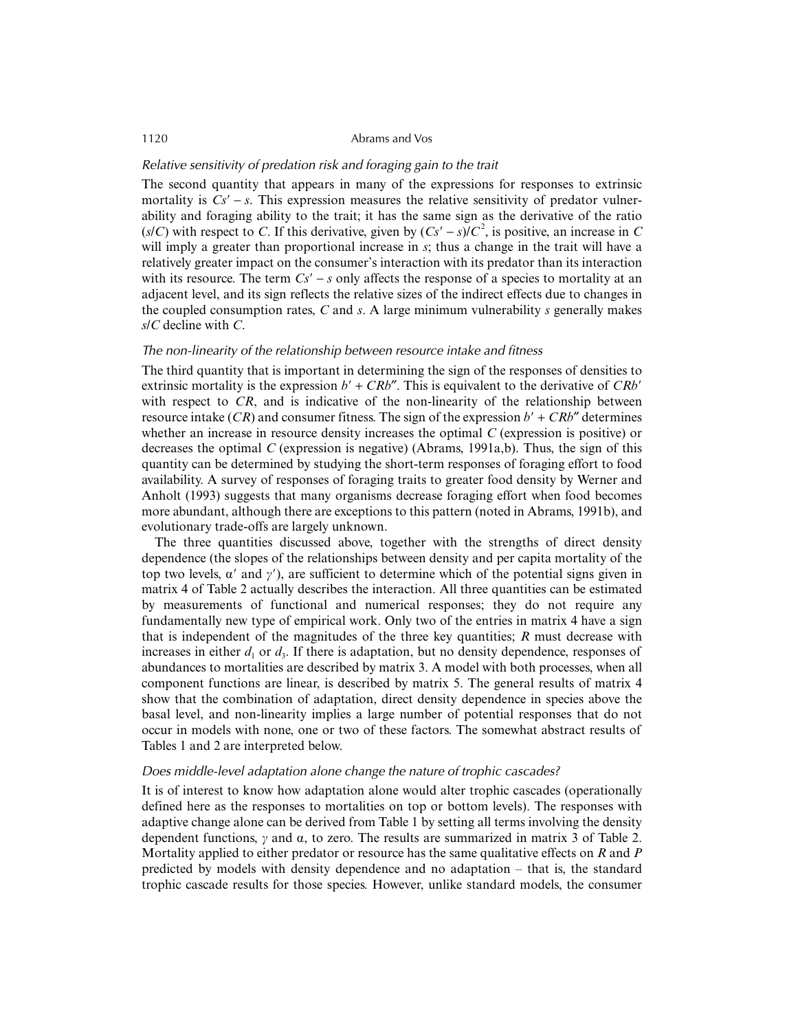### *Relative sensitivity of predation risk and foraging gain to the trait*

The second quantity that appears in many of the expressions for responses to extrinsic mortality is $Cs' - s$. This expression measures the relative sensitivity of predator vulnerability and foraging ability to the trait; it has the same sign as the derivative of the ratio $(s/C)$ with respect to $C$. If this derivative, given by $(Cs' - s)/C^2$, is positive, an increase in $C$ will imply a greater than proportional increase in $s$; thus a change in the trait will have a relatively greater impact on the consumer's interaction with its predator than its interaction with its resource. The term $Cs' - s$ only affects the response of a species to mortality at an adjacent level, and its sign reflects the relative sizes of the indirect effects due to changes in the coupled consumption rates, $C$ and $s$. A large minimum vulnerability $s$ generally makes $s/C$ decline with $C$.

### *The non-linearity of the relationship between resource intake and fitness*

The third quantity that is important in determining the sign of the responses of densities to extrinsic mortality is the expression $b' + CRb''$. This is equivalent to the derivative of $CRb'$ with respect to $CR$, and is indicative of the non-linearity of the relationship between resource intake ($CR$) and consumer fitness. The sign of the expression $b' + CRb''$ determines whether an increase in resource density increases the optimal $C$ (expression is positive) or decreases the optimal $C$ (expression is negative) (Abrams, 1991a,b). Thus, the sign of this quantity can be determined by studying the short-term responses of foraging effort to food availability. A survey of responses of foraging traits to greater food density by Werner and Anholt (1993) suggests that many organisms decrease foraging effort when food becomes more abundant, although there are exceptions to this pattern (noted in Abrams, 1991b), and evolutionary trade-offs are largely unknown.

The three quantities discussed above, together with the strengths of direct density dependence (the slopes of the relationships between density and per capita mortality of the top two levels, $\alpha'$ and $\gamma'$), are sufficient to determine which of the potential signs given in matrix 4 of Table 2 actually describes the interaction. All three quantities can be estimated by measurements of functional and numerical responses; they do not require any fundamentally new type of empirical work. Only two of the entries in matrix 4 have a sign that is independent of the magnitudes of the three key quantities; $R$ must decrease with increases in either $d_1$ or $d_3$. If there is adaptation, but no density dependence, responses of abundances to mortalities are described by matrix 3. A model with both processes, when all component functions are linear, is described by matrix 5. The general results of matrix 4 show that the combination of adaptation, direct density dependence in species above the basal level, and non-linearity implies a large number of potential responses that do not occur in models with none, one or two of these factors. The somewhat abstract results of Tables 1 and 2 are interpreted below.

### *Does middle-level adaptation alone change the nature of trophic cascades?*

It is of interest to know how adaptation alone would alter trophic cascades (operationally defined here as the responses to mortalities on top or bottom levels). The responses with adaptive change alone can be derived from Table 1 by setting all terms involving the density dependent functions, $\gamma$ and $\alpha$, to zero. The results are summarized in matrix 3 of Table 2. Mortality applied to either predator or resource has the same qualitative effects on $R$ and $P$ predicted by models with density dependence and no adaptation – that is, the standard trophic cascade results for those species. However, unlike standard models, the consumer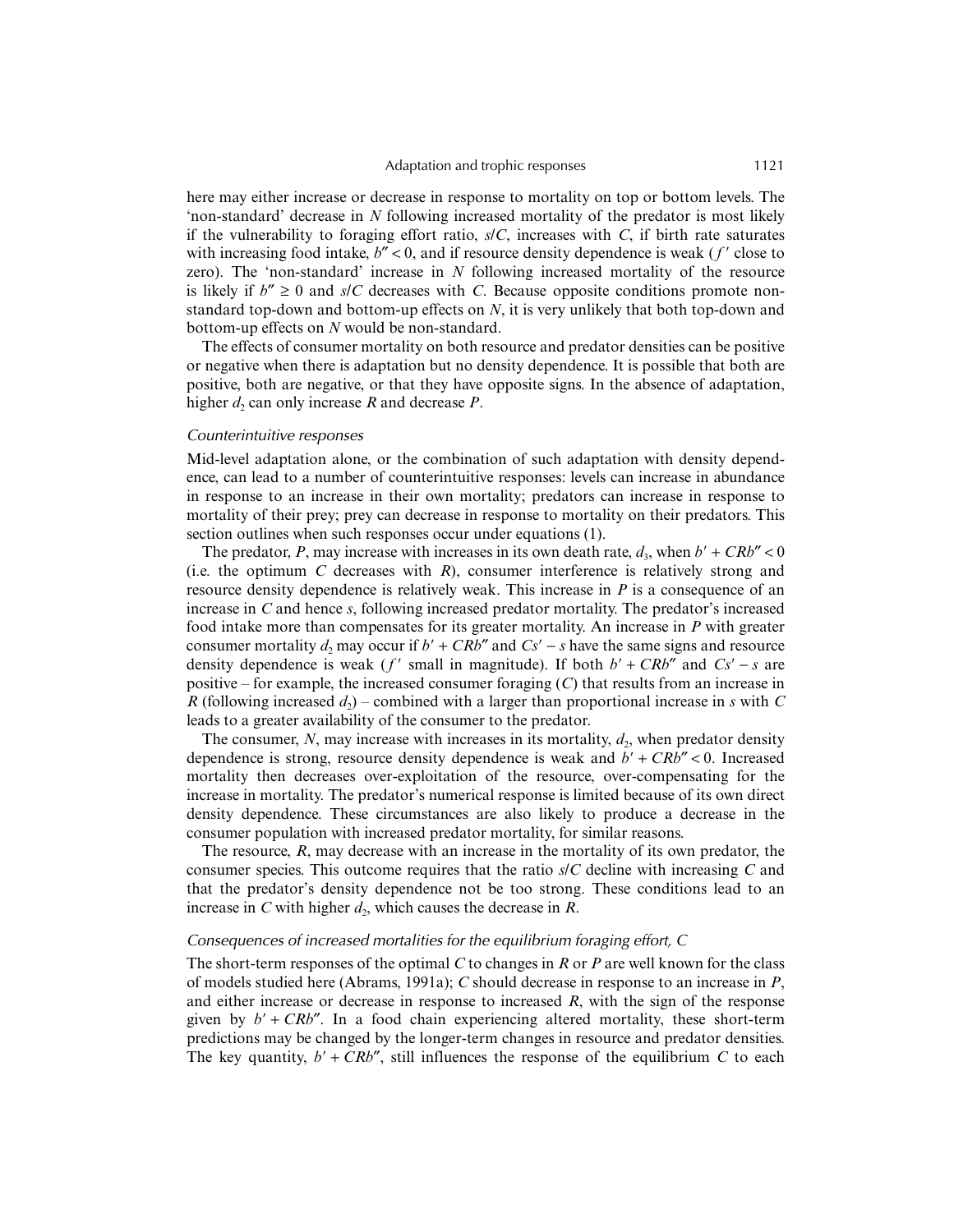here may either increase or decrease in response to mortality on top or bottom levels. The 'non-standard' decrease in $N$ following increased mortality of the predator is most likely if the vulnerability to foraging effort ratio, $s/C$, increases with $C$, if birth rate saturates with increasing food intake, $b'' < 0$, and if resource density dependence is weak ($f'$ close to zero). The 'non-standard' increase in $N$ following increased mortality of the resource is likely if $b'' \geq 0$ and $s/C$ decreases with $C$. Because opposite conditions promote non-standard top-down and bottom-up effects on $N$, it is very unlikely that both top-down and bottom-up effects on $N$ would be non-standard.

The effects of consumer mortality on both resource and predator densities can be positive or negative when there is adaptation but no density dependence. It is possible that both are positive, both are negative, or that they have opposite signs. In the absence of adaptation, higher $d_2$ can only increase $R$ and decrease $P$.

### *Counterintuitive responses*

Mid-level adaptation alone, or the combination of such adaptation with density dependence, can lead to a number of counterintuitive responses: levels can increase in abundance in response to an increase in their own mortality; predators can increase in response to mortality of their prey; prey can decrease in response to mortality on their predators. This section outlines when such responses occur under equations (1).

The predator, $P$, may increase with increases in its own death rate, $d_3$, when $b' + CRb'' < 0$ (i.e. the optimum $C$ decreases with $R$), consumer interference is relatively strong and resource density dependence is relatively weak. This increase in $P$ is a consequence of an increase in $C$ and hence $s$, following increased predator mortality. The predator's increased food intake more than compensates for its greater mortality. An increase in $P$ with greater consumer mortality $d_2$ may occur if $b' + CRb''$ and $Cs' - s$ have the same signs and resource density dependence is weak ($f'$ small in magnitude). If both $b' + CRb''$ and $Cs' - s$ are positive – for example, the increased consumer foraging ($C$) that results from an increase in $R$ (following increased $d_2$) – combined with a larger than proportional increase in $s$ with $C$ leads to a greater availability of the consumer to the predator.

The consumer, $N$, may increase with increases in its mortality, $d_2$, when predator density dependence is strong, resource density dependence is weak and $b' + CRb'' < 0$. Increased mortality then decreases over-exploitation of the resource, over-compensating for the increase in mortality. The predator's numerical response is limited because of its own direct density dependence. These circumstances are also likely to produce a decrease in the consumer population with increased predator mortality, for similar reasons.

The resource, $R$, may decrease with an increase in the mortality of its own predator, the consumer species. This outcome requires that the ratio $s/C$ decline with increasing $C$ and that the predator's density dependence not be too strong. These conditions lead to an increase in $C$ with higher $d_2$, which causes the decrease in $R$.

### *Consequences of increased mortalities for the equilibrium foraging effort, C*

The short-term responses of the optimal $C$ to changes in $R$ or $P$ are well known for the class of models studied here (Abrams, 1991a); $C$ should decrease in response to an increase in $P$, and either increase or decrease in response to increased $R$, with the sign of the response given by $b' + CRb''$. In a food chain experiencing altered mortality, these short-term predictions may be changed by the longer-term changes in resource and predator densities. The key quantity, $b' + CRb''$, still influences the response of the equilibrium $C$ to each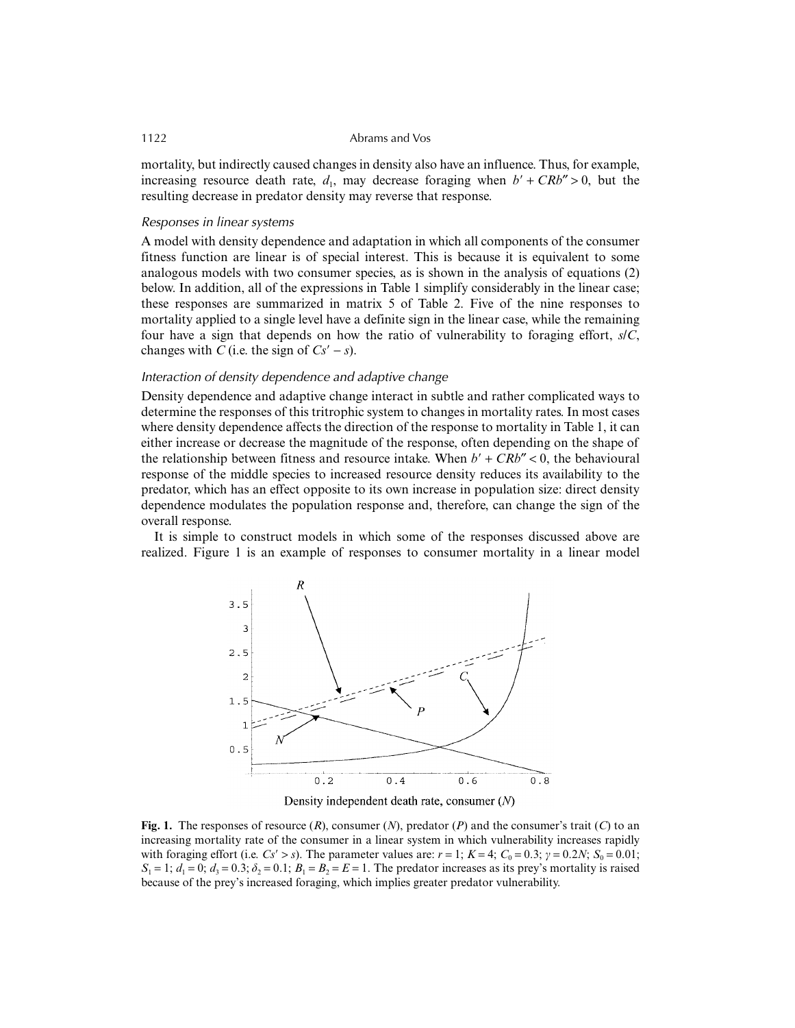mortality, but indirectly caused changes in density also have an influence. Thus, for example, increasing resource death rate, $d_1$, may decrease foraging when $b' + CRb'' > 0$, but the resulting decrease in predator density may reverse that response.

### *Responses in linear systems*

A model with density dependence and adaptation in which all components of the consumer fitness function are linear is of special interest. This is because it is equivalent to some analogous models with two consumer species, as is shown in the analysis of equations (2) below. In addition, all of the expressions in Table 1 simplify considerably in the linear case; these responses are summarized in matrix 5 of Table 2. Five of the nine responses to mortality applied to a single level have a definite sign in the linear case, while the remaining four have a sign that depends on how the ratio of vulnerability to foraging effort, $s/C$, changes with $C$ (i.e. the sign of $Cs' - s$).

### *Interaction of density dependence and adaptive change*

Density dependence and adaptive change interact in subtle and rather complicated ways to determine the responses of this tritrophic system to changes in mortality rates. In most cases where density dependence affects the direction of the response to mortality in Table 1, it can either increase or decrease the magnitude of the response, often depending on the shape of the relationship between fitness and resource intake. When $b' + CRb'' < 0$, the behavioural response of the middle species to increased resource density reduces its availability to the predator, which has an effect opposite to its own increase in population size: direct density dependence modulates the population response and, therefore, can change the sign of the overall response.

It is simple to construct models in which some of the responses discussed above are realized. Figure 1 is an example of responses to consumer mortality in a linear model

**Fig. 1.** The responses of resource ($R$), consumer ($N$), predator ($P$) and the consumer's trait ($C$) to an increasing mortality rate of the consumer in a linear system in which vulnerability increases rapidly with foraging effort (i.e. $Cs' > s$). The parameter values are: $r = 1$; $K = 4$; $C_0 = 0.3$; $\gamma = 0.2N$; $S_0 = 0.01$; $S_1 = 1$; $d_1 = 0$; $d_3 = 0.3$; $\delta_2 = 0.1$; $B_1 = B_2 = E = 1$. The predator increases as its prey's mortality is raised because of the prey's increased foraging, which implies greater predator vulnerability.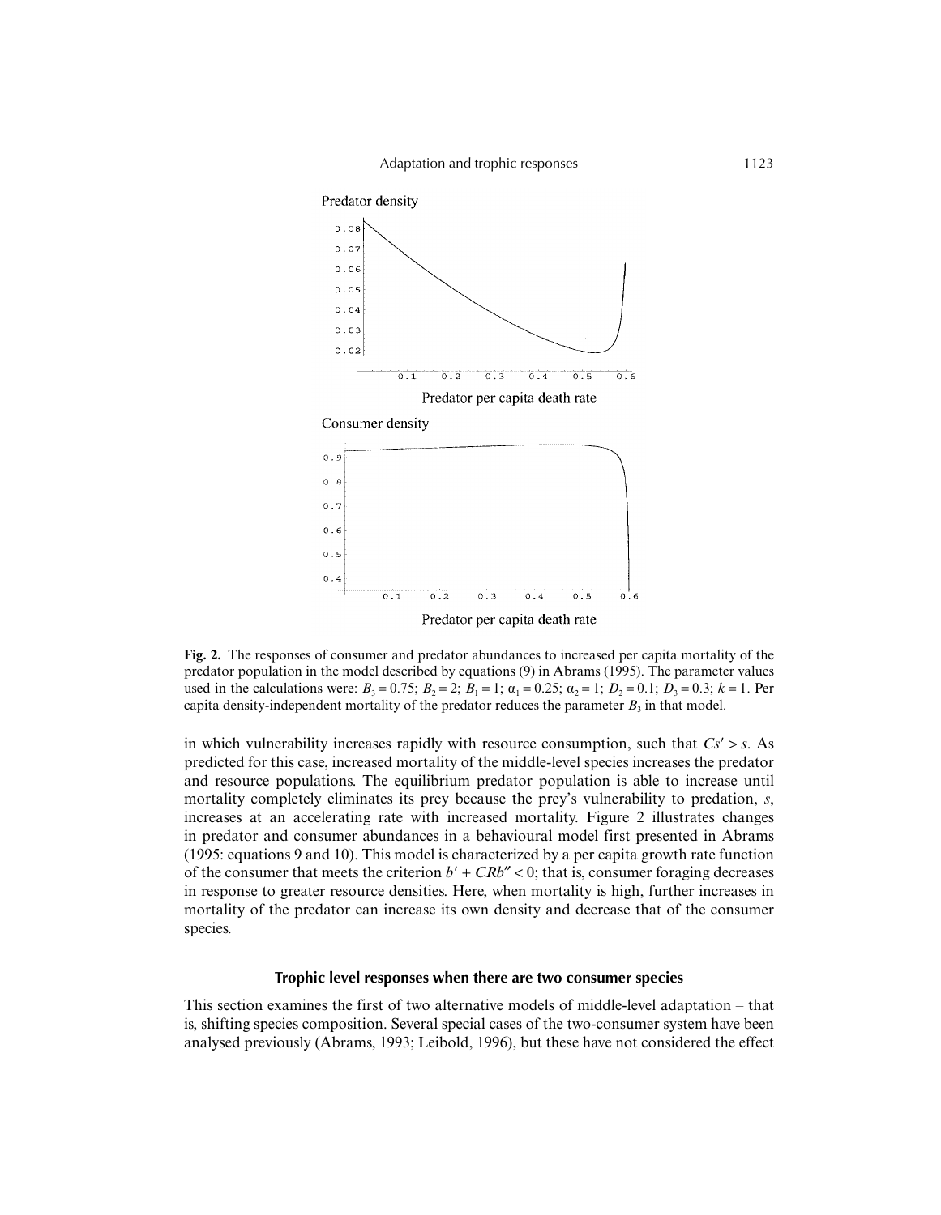Predator density

Predator per capita death rate

Consumer density

Predator per capita death rate

**Fig. 2.** The responses of consumer and predator abundances to increased per capita mortality of the predator population in the model described by equations (9) in Abrams (1995). The parameter values used in the calculations were: $B_3 = 0.75$; $B_2 = 2$; $B_1 = 1$; $\alpha_1 = 0.25$; $\alpha_2 = 1$; $D_2 = 0.1$; $D_3 = 0.3$; $k = 1$. Per capita density-independent mortality of the predator reduces the parameter $B_3$ in that model.

in which vulnerability increases rapidly with resource consumption, such that $Cs' > s$. As predicted for this case, increased mortality of the middle-level species increases the predator and resource populations. The equilibrium predator population is able to increase until mortality completely eliminates its prey because the prey's vulnerability to predation, $s$, increases at an accelerating rate with increased mortality. Figure 2 illustrates changes in predator and consumer abundances in a behavioural model first presented in Abrams (1995: equations 9 and 10). This model is characterized by a per capita growth rate function of the consumer that meets the criterion $b' + CRb'' < 0$; that is, consumer foraging decreases in response to greater resource densities. Here, when mortality is high, further increases in mortality of the predator can increase its own density and decrease that of the consumer species.

### Trophic level responses when there are two consumer species

This section examines the first of two alternative models of middle-level adaptation – that is, shifting species composition. Several special cases of the two-consumer system have been analysed previously (Abrams, 1993; Leibold, 1996), but these have not considered the effect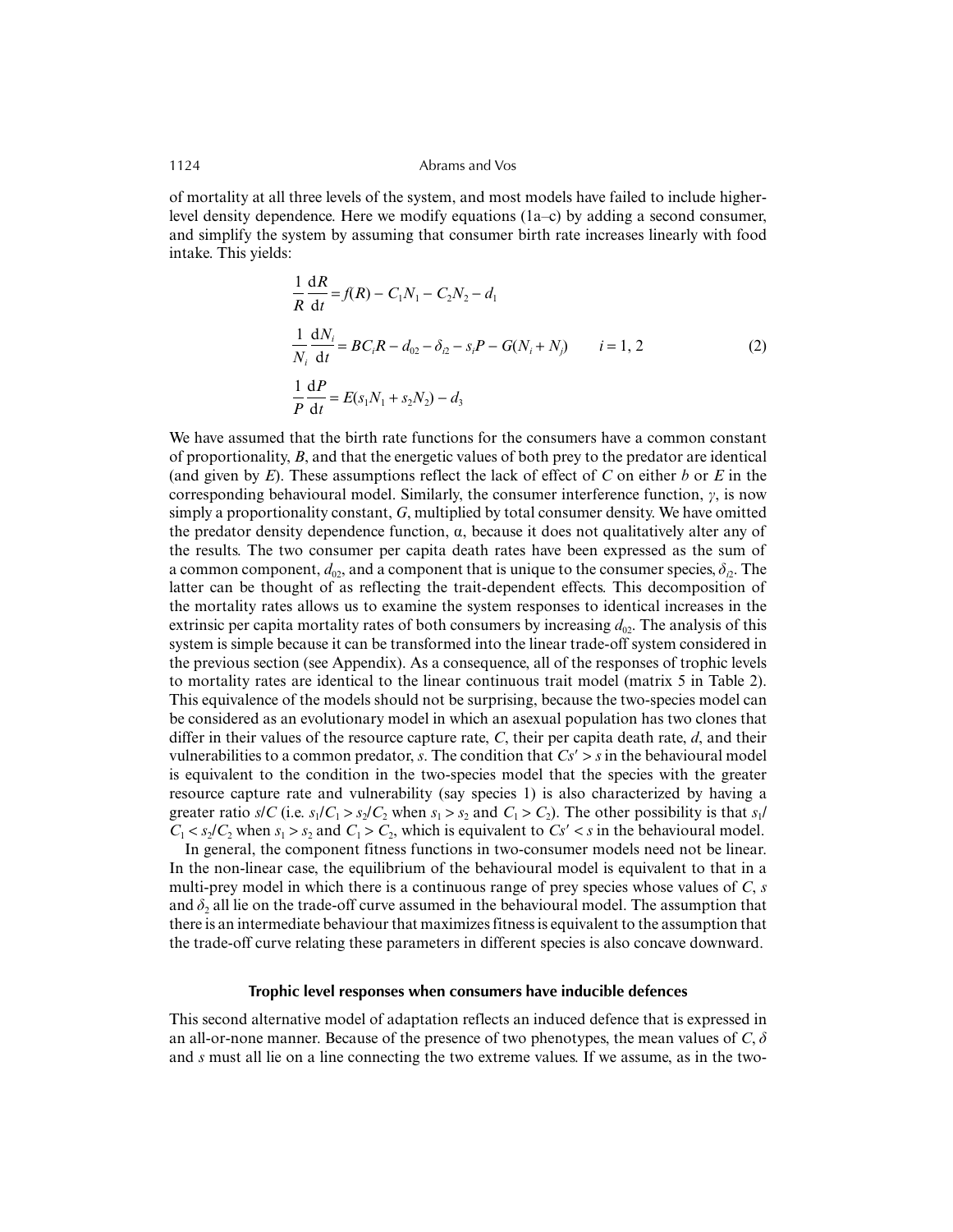of mortality at all three levels of the system, and most models have failed to include higher-level density dependence. Here we modify equations (1a–c) by adding a second consumer, and simplify the system by assuming that consumer birth rate increases linearly with food intake. This yields:

$$
\begin{aligned}
\frac{1}{R}\frac{\mathrm{d}R}{\mathrm{d}t} &= f(R) - C_1N_1 - C_2N_2 - d_1 \\
\frac{1}{N_i}\frac{\mathrm{d}N_i}{\mathrm{d}t} &= BC_iR - d_{02} - \delta_{i2} - s_iP - G(N_i + N_j) \qquad i = 1, 2 \\
\frac{1}{P}\frac{\mathrm{d}P}{\mathrm{d}t} &= E(s_1N_1 + s_2N_2) - d_3
\end{aligned}
\tag{2}
$$

We have assumed that the birth rate functions for the consumers have a common constant of proportionality, $B$, and that the energetic values of both prey to the predator are identical (and given by $E$). These assumptions reflect the lack of effect of $C$ on either $b$ or $E$ in the corresponding behavioural model. Similarly, the consumer interference function, $\gamma$, is now simply a proportionality constant, $G$, multiplied by total consumer density. We have omitted the predator density dependence function, $\alpha$, because it does not qualitatively alter any of the results. The two consumer per capita death rates have been expressed as the sum of a common component, $d_{02}$, and a component that is unique to the consumer species, $\delta_{i2}$. The latter can be thought of as reflecting the trait-dependent effects. This decomposition of the mortality rates allows us to examine the system responses to identical increases in the extrinsic per capita mortality rates of both consumers by increasing $d_{02}$. The analysis of this system is simple because it can be transformed into the linear trade-off system considered in the previous section (see Appendix). As a consequence, all of the responses of trophic levels to mortality rates are identical to the linear continuous trait model (matrix 5 in Table 2). This equivalence of the models should not be surprising, because the two-species model can be considered as an evolutionary model in which an asexual population has two clones that differ in their values of the resource capture rate, $C$, their per capita death rate, $d$, and their vulnerabilities to a common predator, $s$. The condition that $Cs' > s$ in the behavioural model is equivalent to the condition in the two-species model that the species with the greater resource capture rate and vulnerability (say species 1) is also characterized by having a greater ratio $s/C$ (i.e. $s_1/C_1 > s_2/C_2$ when $s_1 > s_2$ and $C_1 > C_2$). The other possibility is that $s_1/C_1 < s_2/C_2$ when $s_1 > s_2$ and $C_1 > C_2$, which is equivalent to $Cs' < s$ in the behavioural model.

In general, the component fitness functions in two-consumer models need not be linear. In the non-linear case, the equilibrium of the behavioural model is equivalent to that in a multi-prey model in which there is a continuous range of prey species whose values of $C$, $s$ and $\delta_2$ all lie on the trade-off curve assumed in the behavioural model. The assumption that there is an intermediate behaviour that maximizes fitness is equivalent to the assumption that the trade-off curve relating these parameters in different species is also concave downward.

### Trophic level responses when consumers have inducible defences

This second alternative model of adaptation reflects an induced defence that is expressed in an all-or-none manner. Because of the presence of two phenotypes, the mean values of $C$, $\delta$ and $s$ must all lie on a line connecting the two extreme values. If we assume, as in the two-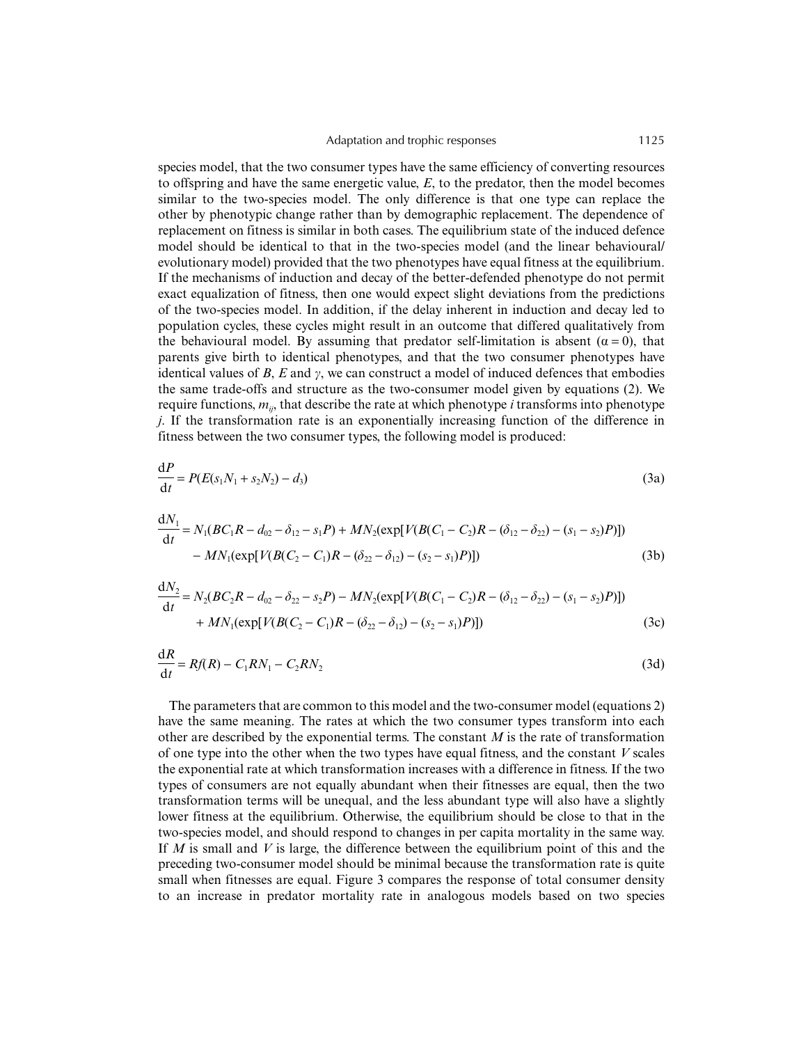species model, that the two consumer types have the same efficiency of converting resources to offspring and have the same energetic value, $E$, to the predator, then the model becomes similar to the two-species model. The only difference is that one type can replace the other by phenotypic change rather than by demographic replacement. The dependence of replacement on fitness is similar in both cases. The equilibrium state of the induced defence model should be identical to that in the two-species model (and the linear behavioural/evolutionary model) provided that the two phenotypes have equal fitness at the equilibrium. If the mechanisms of induction and decay of the better-defended phenotype do not permit exact equalization of fitness, then one would expect slight deviations from the predictions of the two-species model. In addition, if the delay inherent in induction and decay led to population cycles, these cycles might result in an outcome that differed qualitatively from the behavioural model. By assuming that predator self-limitation is absent ($\alpha = 0$), that parents give birth to identical phenotypes, and that the two consumer phenotypes have identical values of $B$, $E$ and $\gamma$, we can construct a model of induced defences that embodies the same trade-offs and structure as the two-consumer model given by equations (2). We require functions, $m_{ij}$, that describe the rate at which phenotype $i$ transforms into phenotype $j$. If the transformation rate is an exponentially increasing function of the difference in fitness between the two consumer types, the following model is produced:

$$\frac{dP}{dt} = P(E(s_1N_1 + s_2N_2) - d_3) \tag{3a}$$

$$\begin{aligned}\frac{dN_1}{dt} = {} & N_1(BC_1R - d_{02} - \delta_{12} - s_1P) + MN_2(\exp[V(B(C_1 - C_2)R - (\delta_{12} - \delta_{22}) - (s_1 - s_2)P)]) \\ & - MN_1(\exp[V(B(C_2 - C_1)R - (\delta_{22} - \delta_{12}) - (s_2 - s_1)P)])\end{aligned} \tag{3b}$$

$$\begin{aligned}\frac{dN_2}{dt} = {} & N_2(BC_2R - d_{02} - \delta_{22} - s_2P) - MN_2(\exp[V(B(C_1 - C_2)R - (\delta_{12} - \delta_{22}) - (s_1 - s_2)P)]) \\ & + MN_1(\exp[V(B(C_2 - C_1)R - (\delta_{22} - \delta_{12}) - (s_2 - s_1)P)])\end{aligned} \tag{3c}$$

$$\frac{dR}{dt} = Rf(R) - C_1RN_1 - C_2RN_2 \tag{3d}$$

The parameters that are common to this model and the two-consumer model (equations 2) have the same meaning. The rates at which the two consumer types transform into each other are described by the exponential terms. The constant $M$ is the rate of transformation of one type into the other when the two types have equal fitness, and the constant $V$ scales the exponential rate at which transformation increases with a difference in fitness. If the two types of consumers are not equally abundant when their fitnesses are equal, then the two transformation terms will be unequal, and the less abundant type will also have a slightly lower fitness at the equilibrium. Otherwise, the equilibrium should be close to that in the two-species model, and should respond to changes in per capita mortality in the same way. If $M$ is small and $V$ is large, the difference between the equilibrium point of this and the preceding two-consumer model should be minimal because the transformation rate is quite small when fitnesses are equal. Figure 3 compares the response of total consumer density to an increase in predator mortality rate in analogous models based on two species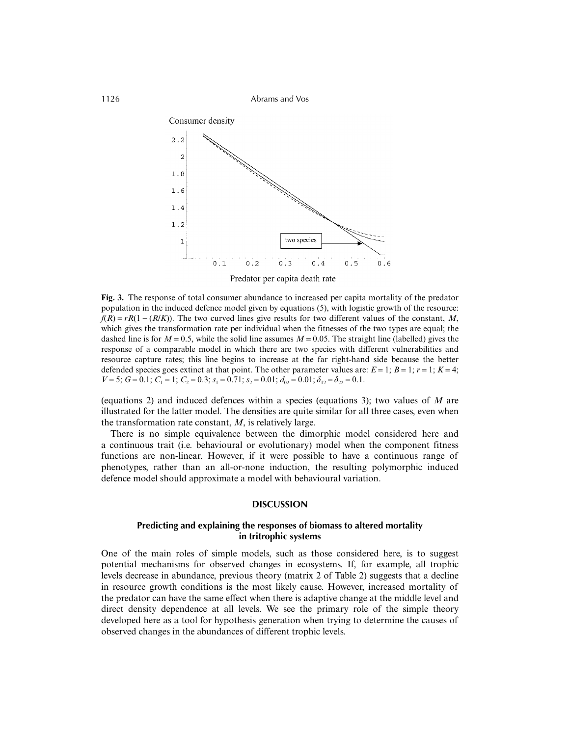**Fig. 3.** The response of total consumer abundance to increased per capita mortality of the predator population in the induced defence model given by equations (5), with logistic growth of the resource: $f(R) = rR(1 - (R/K))$. The two curved lines give results for two different values of the constant, $M$, which gives the transformation rate per individual when the fitnesses of the two types are equal; the dashed line is for $M = 0.5$, while the solid line assumes $M = 0.05$. The straight line (labelled) gives the response of a comparable model in which there are two species with different vulnerabilities and resource capture rates; this line begins to increase at the far right-hand side because the better defended species goes extinct at that point. The other parameter values are: $E = 1$; $B = 1$; $r = 1$; $K = 4$; $V = 5$; $G = 0.1$; $C_1 = 1$; $C_2 = 0.3$; $s_1 = 0.71$; $s_2 = 0.01$; $d_{02} = 0.01$; $\delta_{12} = \delta_{22} = 0.1$.

(equations 2) and induced defences within a species (equations 3); two values of $M$ are illustrated for the latter model. The densities are quite similar for all three cases, even when the transformation rate constant, $M$, is relatively large.

There is no simple equivalence between the dimorphic model considered here and a continuous trait (i.e. behavioural or evolutionary) model when the component fitness functions are non-linear. However, if it were possible to have a continuous range of phenotypes, rather than an all-or-none induction, the resulting polymorphic induced defence model should approximate a model with behavioural variation.

## DISCUSSION

### Predicting and explaining the responses of biomass to altered mortality in tritrophic systems

One of the main roles of simple models, such as those considered here, is to suggest potential mechanisms for observed changes in ecosystems. If, for example, all trophic levels decrease in abundance, previous theory (matrix 2 of Table 2) suggests that a decline in resource growth conditions is the most likely cause. However, increased mortality of the predator can have the same effect when there is adaptive change at the middle level and direct density dependence at all levels. We see the primary role of the simple theory developed here as a tool for hypothesis generation when trying to determine the causes of observed changes in the abundances of different trophic levels.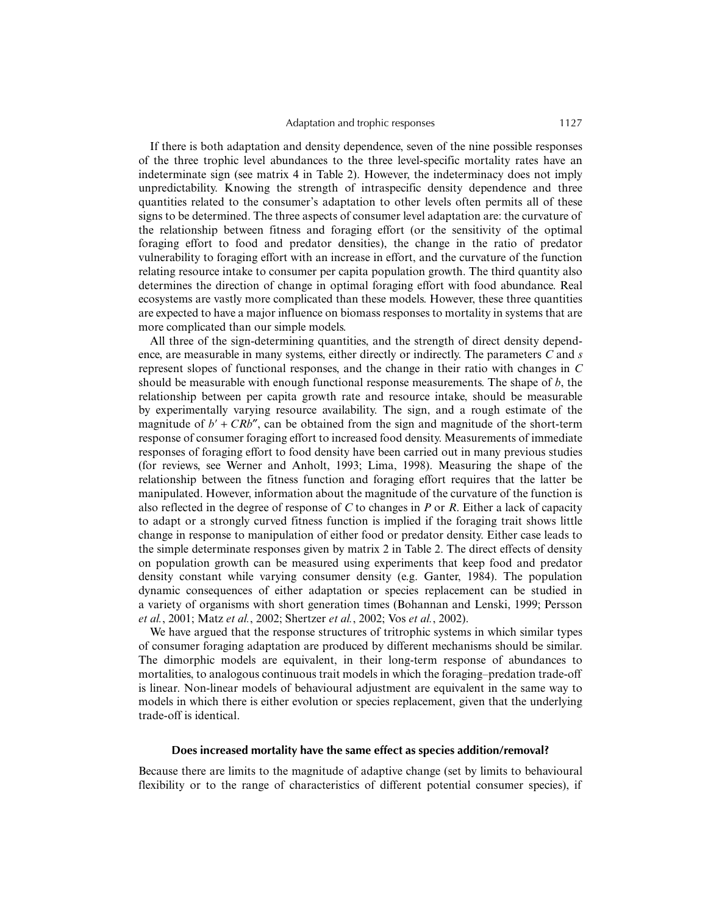If there is both adaptation and density dependence, seven of the nine possible responses of the three trophic level abundances to the three level-specific mortality rates have an indeterminate sign (see matrix 4 in Table 2). However, the indeterminacy does not imply unpredictability. Knowing the strength of intraspecific density dependence and three quantities related to the consumer's adaptation to other levels often permits all of these signs to be determined. The three aspects of consumer level adaptation are: the curvature of the relationship between fitness and foraging effort (or the sensitivity of the optimal foraging effort to food and predator densities), the change in the ratio of predator vulnerability to foraging effort with an increase in effort, and the curvature of the function relating resource intake to consumer per capita population growth. The third quantity also determines the direction of change in optimal foraging effort with food abundance. Real ecosystems are vastly more complicated than these models. However, these three quantities are expected to have a major influence on biomass responses to mortality in systems that are more complicated than our simple models.

All three of the sign-determining quantities, and the strength of direct density dependence, are measurable in many systems, either directly or indirectly. The parameters $C$ and $s$ represent slopes of functional responses, and the change in their ratio with changes in $C$ should be measurable with enough functional response measurements. The shape of $b$, the relationship between per capita growth rate and resource intake, should be measurable by experimentally varying resource availability. The sign, and a rough estimate of the magnitude of $b' + CRb''$, can be obtained from the sign and magnitude of the short-term response of consumer foraging effort to increased food density. Measurements of immediate responses of foraging effort to food density have been carried out in many previous studies (for reviews, see Werner and Anholt, 1993; Lima, 1998). Measuring the shape of the relationship between the fitness function and foraging effort requires that the latter be manipulated. However, information about the magnitude of the curvature of the function is also reflected in the degree of response of $C$ to changes in $P$ or $R$. Either a lack of capacity to adapt or a strongly curved fitness function is implied if the foraging trait shows little change in response to manipulation of either food or predator density. Either case leads to the simple determinate responses given by matrix 2 in Table 2. The direct effects of density on population growth can be measured using experiments that keep food and predator density constant while varying consumer density (e.g. Ganter, 1984). The population dynamic consequences of either adaptation or species replacement can be studied in a variety of organisms with short generation times (Bohannan and Lenski, 1999; Persson *et al.*, 2001; Matz *et al.*, 2002; Shertzer *et al.*, 2002; Vos *et al.*, 2002).

We have argued that the response structures of tritrophic systems in which similar types of consumer foraging adaptation are produced by different mechanisms should be similar. The dimorphic models are equivalent, in their long-term response of abundances to mortalities, to analogous continuous trait models in which the foraging–predation trade-off is linear. Non-linear models of behavioural adjustment are equivalent in the same way to models in which there is either evolution or species replacement, given that the underlying trade-off is identical.

### Does increased mortality have the same effect as species addition/removal?

Because there are limits to the magnitude of adaptive change (set by limits to behavioural flexibility or to the range of characteristics of different potential consumer species), if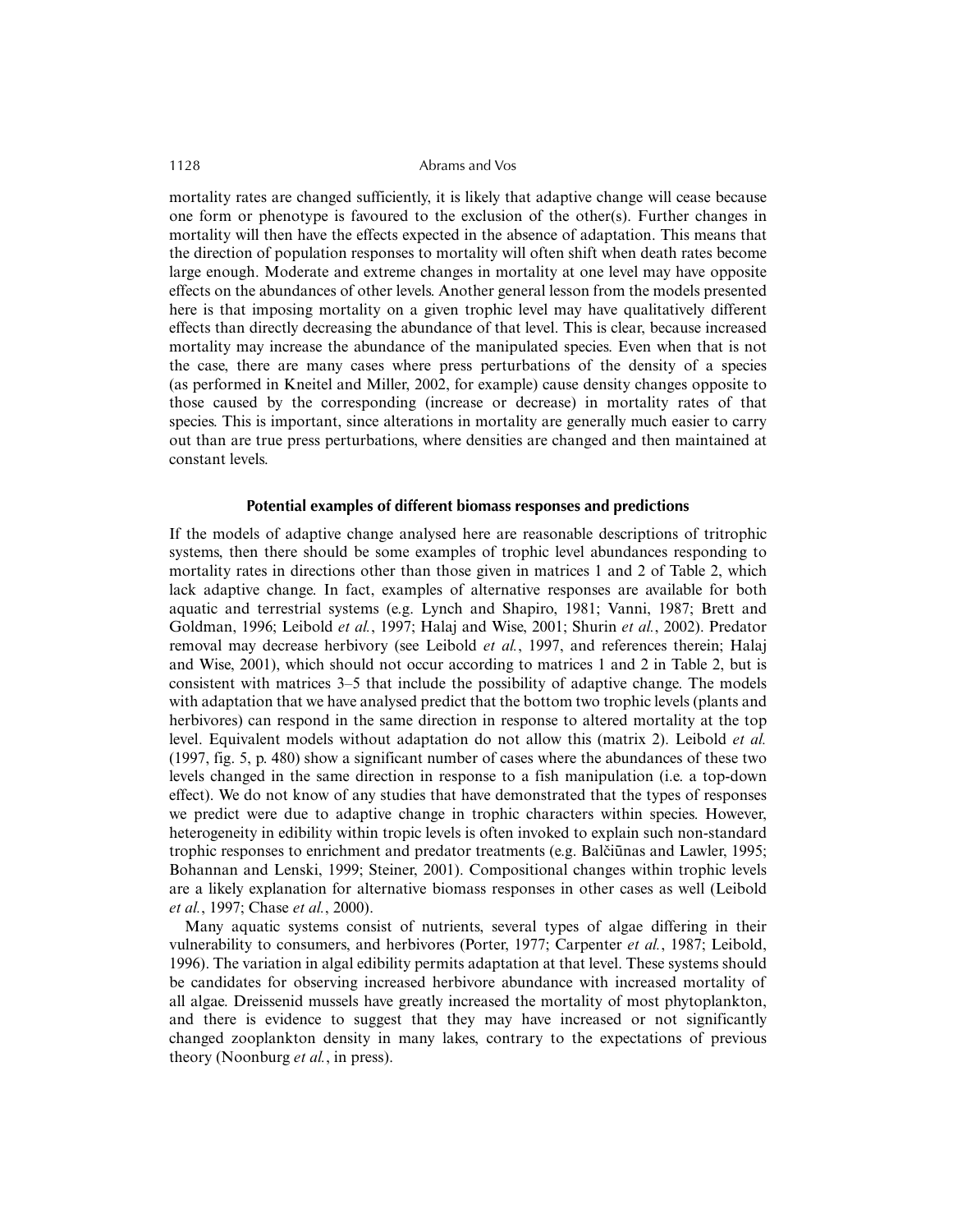mortality rates are changed sufficiently, it is likely that adaptive change will cease because one form or phenotype is favoured to the exclusion of the other(s). Further changes in mortality will then have the effects expected in the absence of adaptation. This means that the direction of population responses to mortality will often shift when death rates become large enough. Moderate and extreme changes in mortality at one level may have opposite effects on the abundances of other levels. Another general lesson from the models presented here is that imposing mortality on a given trophic level may have qualitatively different effects than directly decreasing the abundance of that level. This is clear, because increased mortality may increase the abundance of the manipulated species. Even when that is not the case, there are many cases where press perturbations of the density of a species (as performed in Kneitel and Miller, 2002, for example) cause density changes opposite to those caused by the corresponding (increase or decrease) in mortality rates of that species. This is important, since alterations in mortality are generally much easier to carry out than are true press perturbations, where densities are changed and then maintained at constant levels.

## Potential examples of different biomass responses and predictions

If the models of adaptive change analysed here are reasonable descriptions of tritrophic systems, then there should be some examples of trophic level abundances responding to mortality rates in directions other than those given in matrices 1 and 2 of Table 2, which lack adaptive change. In fact, examples of alternative responses are available for both aquatic and terrestrial systems (e.g. Lynch and Shapiro, 1981; Vanni, 1987; Brett and Goldman, 1996; Leibold *et al.*, 1997; Halaj and Wise, 2001; Shurin *et al.*, 2002). Predator removal may decrease herbivory (see Leibold *et al.*, 1997, and references therein; Halaj and Wise, 2001), which should not occur according to matrices 1 and 2 in Table 2, but is consistent with matrices 3–5 that include the possibility of adaptive change. The models with adaptation that we have analysed predict that the bottom two trophic levels (plants and herbivores) can respond in the same direction in response to altered mortality at the top level. Equivalent models without adaptation do not allow this (matrix 2). Leibold *et al.* (1997, fig. 5, p. 480) show a significant number of cases where the abundances of these two levels changed in the same direction in response to a fish manipulation (i.e. a top-down effect). We do not know of any studies that have demonstrated that the types of responses we predict were due to adaptive change in trophic characters within species. However, heterogeneity in edibility within tropic levels is often invoked to explain such non-standard trophic responses to enrichment and predator treatments (e.g. Balčiūnas and Lawler, 1995; Bohannan and Lenski, 1999; Steiner, 2001). Compositional changes within trophic levels are a likely explanation for alternative biomass responses in other cases as well (Leibold *et al.*, 1997; Chase *et al.*, 2000).

Many aquatic systems consist of nutrients, several types of algae differing in their vulnerability to consumers, and herbivores (Porter, 1977; Carpenter *et al.*, 1987; Leibold, 1996). The variation in algal edibility permits adaptation at that level. These systems should be candidates for observing increased herbivore abundance with increased mortality of all algae. Dreissenid mussels have greatly increased the mortality of most phytoplankton, and there is evidence to suggest that they may have increased or not significantly changed zooplankton density in many lakes, contrary to the expectations of previous theory (Noonburg *et al.*, in press).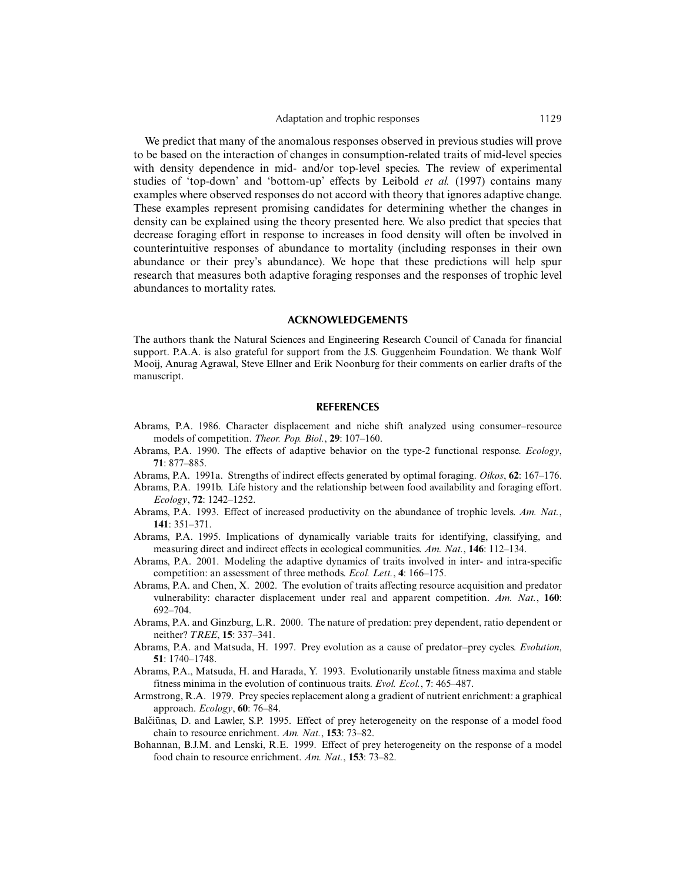We predict that many of the anomalous responses observed in previous studies will prove to be based on the interaction of changes in consumption-related traits of mid-level species with density dependence in mid- and/or top-level species. The review of experimental studies of 'top-down' and 'bottom-up' effects by Leibold *et al.* (1997) contains many examples where observed responses do not accord with theory that ignores adaptive change. These examples represent promising candidates for determining whether the changes in density can be explained using the theory presented here. We also predict that species that decrease foraging effort in response to increases in food density will often be involved in counterintuitive responses of abundance to mortality (including responses in their own abundance or their prey's abundance). We hope that these predictions will help spur research that measures both adaptive foraging responses and the responses of trophic level abundances to mortality rates.

## ACKNOWLEDGEMENTS

The authors thank the Natural Sciences and Engineering Research Council of Canada for financial support. P.A.A. is also grateful for support from the J.S. Guggenheim Foundation. We thank Wolf Mooij, Anurag Agrawal, Steve Ellner and Erik Noonburg for their comments on earlier drafts of the manuscript.

## REFERENCES

Abrams, P.A. 1986. Character displacement and niche shift analyzed using consumer–resource models of competition. *Theor. Pop. Biol.*, **29**: 107–160.

Abrams, P.A. 1990. The effects of adaptive behavior on the type-2 functional response. *Ecology*, **71**: 877–885.

Abrams, P.A. 1991a. Strengths of indirect effects generated by optimal foraging. *Oikos*, **62**: 167–176.

Abrams, P.A. 1991b. Life history and the relationship between food availability and foraging effort. *Ecology*, **72**: 1242–1252.

Abrams, P.A. 1993. Effect of increased productivity on the abundance of trophic levels. *Am. Nat.*, **141**: 351–371.

Abrams, P.A. 1995. Implications of dynamically variable traits for identifying, classifying, and measuring direct and indirect effects in ecological communities. *Am. Nat.*, **146**: 112–134.

Abrams, P.A. 2001. Modeling the adaptive dynamics of traits involved in inter- and intra-specific competition: an assessment of three methods. *Ecol. Lett.*, **4**: 166–175.

Abrams, P.A. and Chen, X. 2002. The evolution of traits affecting resource acquisition and predator vulnerability: character displacement under real and apparent competition. *Am. Nat.*, **160**: 692–704.

Abrams, P.A. and Ginzburg, L.R. 2000. The nature of predation: prey dependent, ratio dependent or neither? *TREE*, **15**: 337–341.

Abrams, P.A. and Matsuda, H. 1997. Prey evolution as a cause of predator–prey cycles. *Evolution*, **51**: 1740–1748.

Abrams, P.A., Matsuda, H. and Harada, Y. 1993. Evolutionarily unstable fitness maxima and stable fitness minima in the evolution of continuous traits. *Evol. Ecol.*, **7**: 465–487.

Armstrong, R.A. 1979. Prey species replacement along a gradient of nutrient enrichment: a graphical approach. *Ecology*, **60**: 76–84.

Balčiūnas, D. and Lawler, S.P. 1995. Effect of prey heterogeneity on the response of a model food chain to resource enrichment. *Am. Nat.*, **153**: 73–82.

Bohannan, B.J.M. and Lenski, R.E. 1999. Effect of prey heterogeneity on the response of a model food chain to resource enrichment. *Am. Nat.*, **153**: 73–82.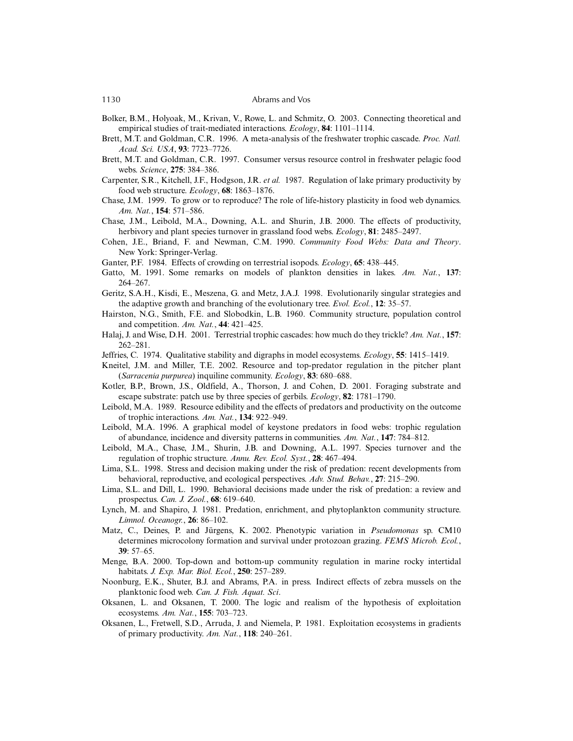Bolker, B.M., Holyoak, M., Krivan, V., Rowe, L. and Schmitz, O. 2003. Connecting theoretical and empirical studies of trait-mediated interactions. *Ecology*, **84**: 1101–1114.

Brett, M.T. and Goldman, C.R. 1996. A meta-analysis of the freshwater trophic cascade. *Proc. Natl. Acad. Sci. USA*, **93**: 7723–7726.

Brett, M.T. and Goldman, C.R. 1997. Consumer versus resource control in freshwater pelagic food webs. *Science*, **275**: 384–386.

Carpenter, S.R., Kitchell, J.F., Hodgson, J.R. *et al.* 1987. Regulation of lake primary productivity by food web structure. *Ecology*, **68**: 1863–1876.

Chase, J.M. 1999. To grow or to reproduce? The role of life-history plasticity in food web dynamics. *Am. Nat.*, **154**: 571–586.

Chase, J.M., Leibold, M.A., Downing, A.L. and Shurin, J.B. 2000. The effects of productivity, herbivory and plant species turnover in grassland food webs. *Ecology*, **81**: 2485–2497.

Cohen, J.E., Briand, F. and Newman, C.M. 1990. *Community Food Webs: Data and Theory*. New York: Springer-Verlag.

Ganter, P.F. 1984. Effects of crowding on terrestrial isopods. *Ecology*, **65**: 438–445.

Gatto, M. 1991. Some remarks on models of plankton densities in lakes. *Am. Nat.*, **137**: 264–267.

Geritz, S.A.H., Kisdi, E., Meszena, G. and Metz, J.A.J. 1998. Evolutionarily singular strategies and the adaptive growth and branching of the evolutionary tree. *Evol. Ecol.*, **12**: 35–57.

Hairston, N.G., Smith, F.E. and Slobodkin, L.B. 1960. Community structure, population control and competition. *Am. Nat.*, **44**: 421–425.

Halaj, J. and Wise, D.H. 2001. Terrestrial trophic cascades: how much do they trickle? *Am. Nat.*, **157**: 262–281.

Jeffries, C. 1974. Qualitative stability and digraphs in model ecosystems. *Ecology*, **55**: 1415–1419.

Kneitel, J.M. and Miller, T.E. 2002. Resource and top-predator regulation in the pitcher plant (*Sarracenia purpurea*) inquiline community. *Ecology*, **83**: 680–688.

Kotler, B.P., Brown, J.S., Oldfield, A., Thorson, J. and Cohen, D. 2001. Foraging substrate and escape substrate: patch use by three species of gerbils. *Ecology*, **82**: 1781–1790.

Leibold, M.A. 1989. Resource edibility and the effects of predators and productivity on the outcome of trophic interactions. *Am. Nat.*, **134**: 922–949.

Leibold, M.A. 1996. A graphical model of keystone predators in food webs: trophic regulation of abundance, incidence and diversity patterns in communities. *Am. Nat.*, **147**: 784–812.

Leibold, M.A., Chase, J.M., Shurin, J.B. and Downing, A.L. 1997. Species turnover and the regulation of trophic structure. *Annu. Rev. Ecol. Syst.*, **28**: 467–494.

Lima, S.L. 1998. Stress and decision making under the risk of predation: recent developments from behavioral, reproductive, and ecological perspectives. *Adv. Stud. Behav.*, **27**: 215–290.

Lima, S.L. and Dill, L. 1990. Behavioral decisions made under the risk of predation: a review and prospectus. *Can. J. Zool.*, **68**: 619–640.

Lynch, M. and Shapiro, J. 1981. Predation, enrichment, and phytoplankton community structure. *Limnol. Oceanogr.*, **26**: 86–102.

Matz, C., Deines, P. and Jürgens, K. 2002. Phenotypic variation in *Pseudomonas* sp. CM10 determines microcolony formation and survival under protozoan grazing. *FEMS Microb. Ecol.*, **39**: 57–65.

Menge, B.A. 2000. Top-down and bottom-up community regulation in marine rocky intertidal habitats. *J. Exp. Mar. Biol. Ecol.*, **250**: 257–289.

Noonburg, E.K., Shuter, B.J. and Abrams, P.A. in press. Indirect effects of zebra mussels on the planktonic food web. *Can. J. Fish. Aquat. Sci*.

Oksanen, L. and Oksanen, T. 2000. The logic and realism of the hypothesis of exploitation ecosystems. *Am. Nat.*, **155**: 703–723.

Oksanen, L., Fretwell, S.D., Arruda, J. and Niemela, P. 1981. Exploitation ecosystems in gradients of primary productivity. *Am. Nat.*, **118**: 240–261.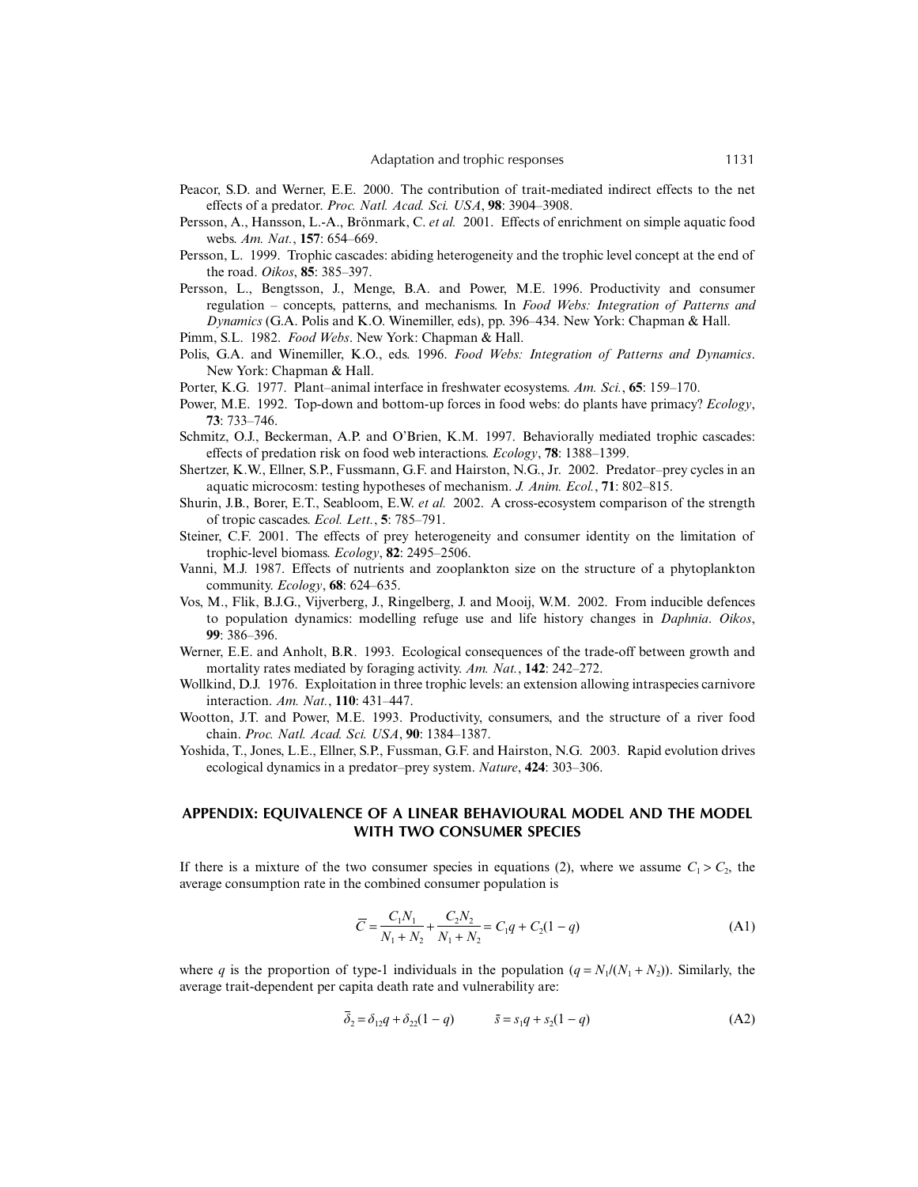Peacor, S.D. and Werner, E.E. 2000. The contribution of trait-mediated indirect effects to the net effects of a predator. *Proc. Natl. Acad. Sci. USA*, **98**: 3904–3908.

Persson, A., Hansson, L.-A., Brönmark, C. *et al.* 2001. Effects of enrichment on simple aquatic food webs. *Am. Nat.*, **157**: 654–669.

Persson, L. 1999. Trophic cascades: abiding heterogeneity and the trophic level concept at the end of the road. *Oikos*, **85**: 385–397.

Persson, L., Bengtsson, J., Menge, B.A. and Power, M.E. 1996. Productivity and consumer regulation – concepts, patterns, and mechanisms. In *Food Webs: Integration of Patterns and Dynamics* (G.A. Polis and K.O. Winemiller, eds), pp. 396–434. New York: Chapman & Hall.

Pimm, S.L. 1982. *Food Webs*. New York: Chapman & Hall.

Polis, G.A. and Winemiller, K.O., eds. 1996. *Food Webs: Integration of Patterns and Dynamics*. New York: Chapman & Hall.

Porter, K.G. 1977. Plant–animal interface in freshwater ecosystems. *Am. Sci.*, **65**: 159–170.

Power, M.E. 1992. Top-down and bottom-up forces in food webs: do plants have primacy? *Ecology*, **73**: 733–746.

Schmitz, O.J., Beckerman, A.P. and O'Brien, K.M. 1997. Behaviorally mediated trophic cascades: effects of predation risk on food web interactions. *Ecology*, **78**: 1388–1399.

Shertzer, K.W., Ellner, S.P., Fussmann, G.F. and Hairston, N.G. 2002. Predator–prey cycles in an aquatic microcosm: testing hypotheses of mechanism. *J. Anim. Ecol.*, **71**: 802–815.

Shurin, J.B., Borer, E.T., Seabloom, E.W. *et al.* 2002. A cross-ecosystem comparison of the strength of tropic cascades. *Ecol. Lett.*, **5**: 785–791.

Steiner, C.F. 2001. The effects of prey heterogeneity and consumer identity on the limitation of trophic-level biomass. *Ecology*, **82**: 2495–2506.

Vanni, M.J. 1987. Effects of nutrients and zooplankton size on the structure of a phytoplankton community. *Ecology*, **68**: 624–635.

Vos, M., Flik, B.J.G., Vijverberg, J., Ringelberg, J. and Mooij, W.M. 2002. From inducible defences to population dynamics: modelling refuge use and life history changes in *Daphnia*. *Oikos*, **99**: 386–396.

Werner, E.E. and Anholt, B.R. 1993. Ecological consequences of the trade-off between growth and mortality rates mediated by foraging activity. *Am. Nat.*, **142**: 242–272.

Wollkind, D.J. 1976. Exploitation in three trophic levels: an extension allowing intraspecies carnivore interaction. *Am. Nat.*, **110**: 431–447.

Wootton, J.T. and Power, M.E. 1993. Productivity, consumers, and the structure of a river food chain. *Proc. Natl. Acad. Sci. USA*, **90**: 1384–1387.

Yoshida, T., Jones, L.E., Ellner, S.P., Fussman, G.F. and Hairston, N.G. 2003. Rapid evolution drives ecological dynamics in a predator–prey system. *Nature*, **424**: 303–306.

## APPENDIX: EQUIVALENCE OF A LINEAR BEHAVIOURAL MODEL AND THE MODEL WITH TWO CONSUMER SPECIES

If there is a mixture of the two consumer species in equations (2), where we assume $C_1 > C_2$, the average consumption rate in the combined consumer population is

$$\bar{C} = \frac{C_1 N_1}{N_1 + N_2} + \frac{C_2 N_2}{N_1 + N_2} = C_1 q + C_2(1 - q) \tag{A1}$$

where $q$ is the proportion of type-1 individuals in the population ($q = N_1/(N_1 + N_2)$). Similarly, the average trait-dependent per capita death rate and vulnerability are:

$$\bar{\delta}_2 = \delta_{12} q + \delta_{22}(1 - q) \qquad \bar{s} = s_1 q + s_2(1 - q) \tag{A2}$$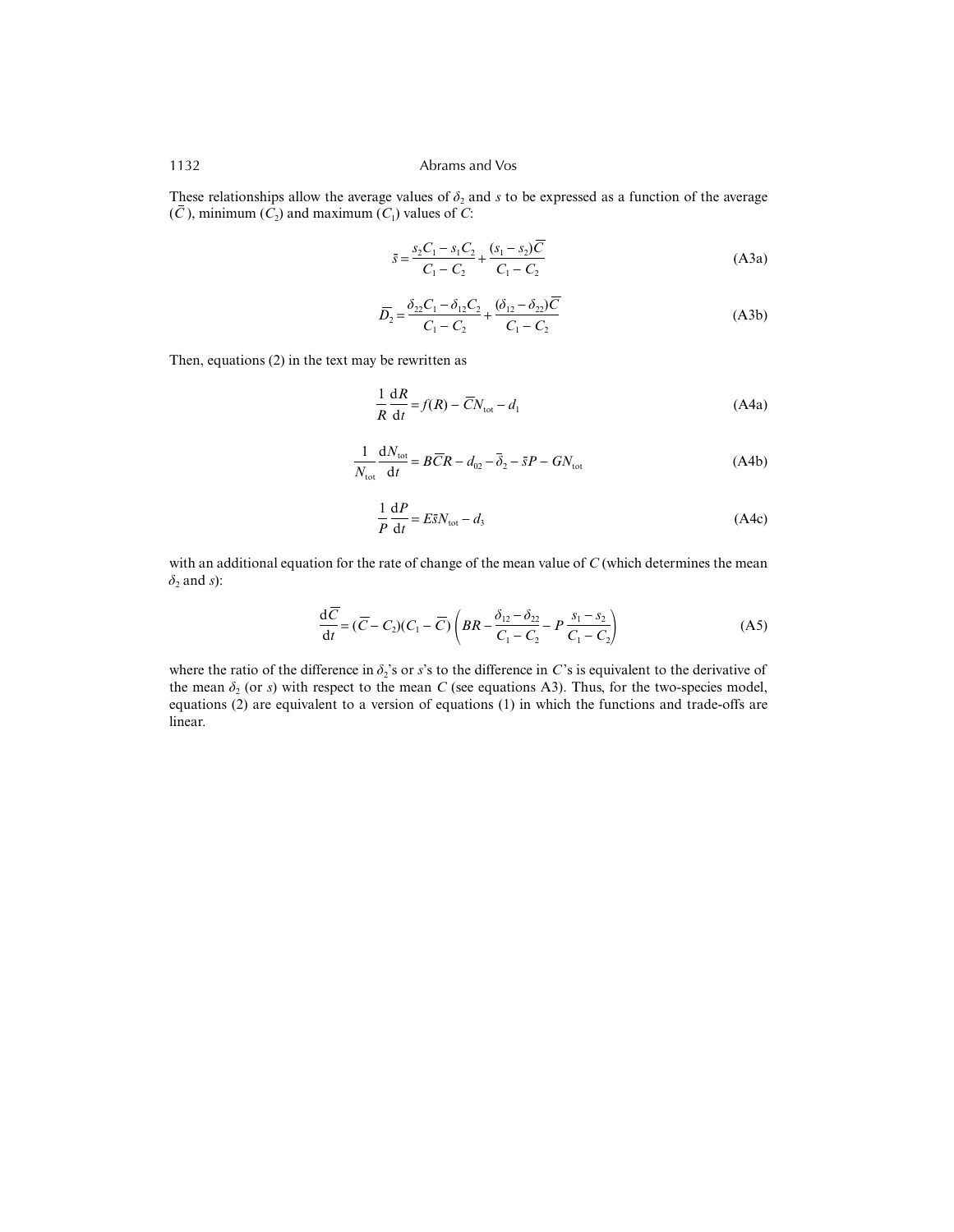These relationships allow the average values of $\delta_2$ and $s$ to be expressed as a function of the average ($\overline{C}$), minimum ($C_2$) and maximum ($C_1$) values of $C$:

$$\bar{s} = \frac{s_2 C_1 - s_1 C_2}{C_1 - C_2} + \frac{(s_1 - s_2)\overline{C}}{C_1 - C_2} \tag{A3a}$$

$$\overline{D}_2 = \frac{\delta_{22} C_1 - \delta_{12} C_2}{C_1 - C_2} + \frac{(\delta_{12} - \delta_{22})\overline{C}}{C_1 - C_2} \tag{A3b}$$

Then, equations (2) in the text may be rewritten as

$$\frac{1}{R}\frac{\mathrm{d}R}{\mathrm{d}t} = f(R) - \overline{C}N_{\mathrm{tot}} - d_1 \tag{A4a}$$

$$\frac{1}{N_{\mathrm{tot}}}\frac{\mathrm{d}N_{\mathrm{tot}}}{\mathrm{d}t} = B\overline{C}R - d_{02} - \overline{\delta}_2 - \bar{s}P - GN_{\mathrm{tot}} \tag{A4b}$$

$$\frac{1}{P}\frac{\mathrm{d}P}{\mathrm{d}t} = E\bar{s}N_{\mathrm{tot}} - d_3 \tag{A4c}$$

with an additional equation for the rate of change of the mean value of $C$ (which determines the mean $\delta_2$ and $s$):

$$\frac{\mathrm{d}\overline{C}}{\mathrm{d}t} = (\overline{C} - C_2)(C_1 - \overline{C})\left(BR - \frac{\delta_{12} - \delta_{22}}{C_1 - C_2} - P\frac{s_1 - s_2}{C_1 - C_2}\right) \tag{A5}$$

where the ratio of the difference in $\delta_2$'s or $s$'s to the difference in $C$'s is equivalent to the derivative of the mean $\delta_2$ (or $s$) with respect to the mean $C$ (see equations A3). Thus, for the two-species model, equations (2) are equivalent to a version of equations (1) in which the functions and trade-offs are linear.